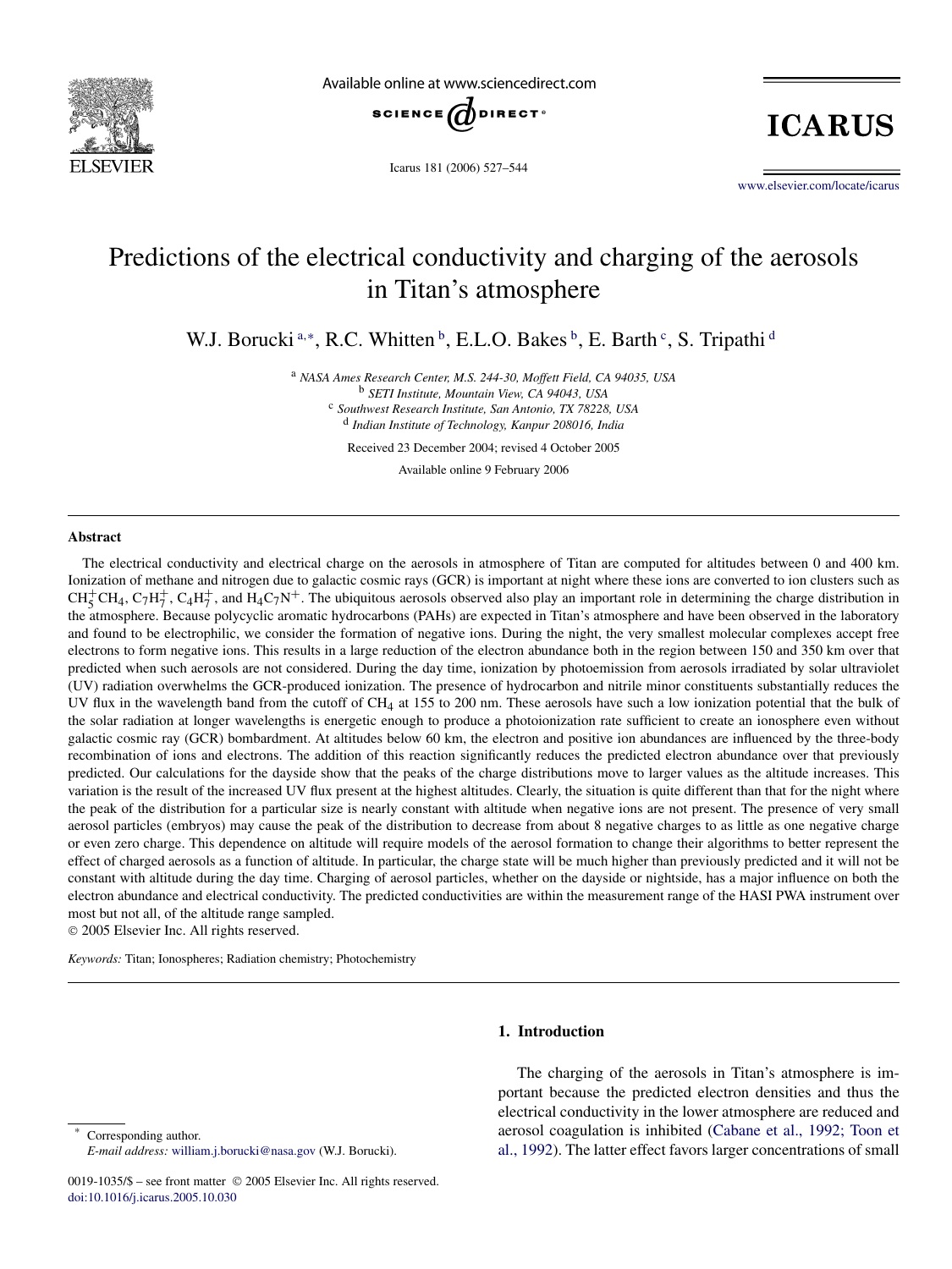# Predictions of the electrical conductivity and charging of the aerosols in Titan's atmosphere

W.J. Borucki [a,*], R.C. Whitten [b], E.L.O. Bakes [b], E. Barth [c], S. Tripathi [d]

[a] *NASA Ames Research Center, M.S. 244-30, Moffett Field, CA 94035, USA*
[b] *SETI Institute, Mountain View, CA 94043, USA*
[c] *Southwest Research Institute, San Antonio, TX 78228, USA*
[d] *Indian Institute of Technology, Kanpur 208016, India*

Received 23 December 2004; revised 4 October 2005

Available online 9 February 2006

## Abstract

The electrical conductivity and electrical charge on the aerosols in atmosphere of Titan are computed for altitudes between 0 and 400 km. Ionization of methane and nitrogen due to galactic cosmic rays (GCR) is important at night where these ions are converted to ion clusters such as $CH_5^+CH_4$, $C_7H_7^+$, $C_4H_7^+$, and $H_4C_7N^+$. The ubiquitous aerosols observed also play an important role in determining the charge distribution in the atmosphere. Because polycyclic aromatic hydrocarbons (PAHs) are expected in Titan's atmosphere and have been observed in the laboratory and found to be electrophilic, we consider the formation of negative ions. During the night, the very smallest molecular complexes accept free electrons to form negative ions. This results in a large reduction of the electron abundance both in the region between 150 and 350 km over that predicted when such aerosols are not considered. During the day time, ionization by photoemission from aerosols irradiated by solar ultraviolet (UV) radiation overwhelms the GCR-produced ionization. The presence of hydrocarbon and nitrile minor constituents substantially reduces the UV flux in the wavelength band from the cutoff of $CH_4$ at 155 to 200 nm. These aerosols have such a low ionization potential that the bulk of the solar radiation at longer wavelengths is energetic enough to produce a photoionization rate sufficient to create an ionosphere even without galactic cosmic ray (GCR) bombardment. At altitudes below 60 km, the electron and positive ion abundances are influenced by the three-body recombination of ions and electrons. The addition of this reaction significantly reduces the predicted electron abundance over that previously predicted. Our calculations for the dayside show that the peaks of the charge distributions move to larger values as the altitude increases. This variation is the result of the increased UV flux present at the highest altitudes. Clearly, the situation is quite different than that for the night where the peak of the distribution for a particular size is nearly constant with altitude when negative ions are not present. The presence of very small aerosol particles (embryos) may cause the peak of the distribution to decrease from about 8 negative charges to as little as one negative charge or even zero charge. This dependence on altitude will require models of the aerosol formation to change their algorithms to better represent the effect of charged aerosols as a function of altitude. In particular, the charge state will be much higher than previously predicted and it will not be constant with altitude during the day time. Charging of aerosol particles, whether on the dayside or nightside, has a major influence on both the electron abundance and electrical conductivity. The predicted conductivities are within the measurement range of the HASI PWA instrument over most but not all, of the altitude range sampled.

© 2005 Elsevier Inc. All rights reserved.

*Keywords:* Titan; Ionospheres; Radiation chemistry; Photochemistry

## 1. Introduction

The charging of the aerosols in Titan's atmosphere is important because the predicted electron densities and thus the electrical conductivity in the lower atmosphere are reduced and aerosol coagulation is inhibited (Cabane et al., 1992; Toon et al., 1992). The latter effect favors larger concentrations of small

---

\* Corresponding author.
*E-mail address:* william.j.borucki@nasa.gov (W.J. Borucki).

0019-1035/$ – see front matter © 2005 Elsevier Inc. All rights reserved.
doi:10.1016/j.icarus.2005.10.030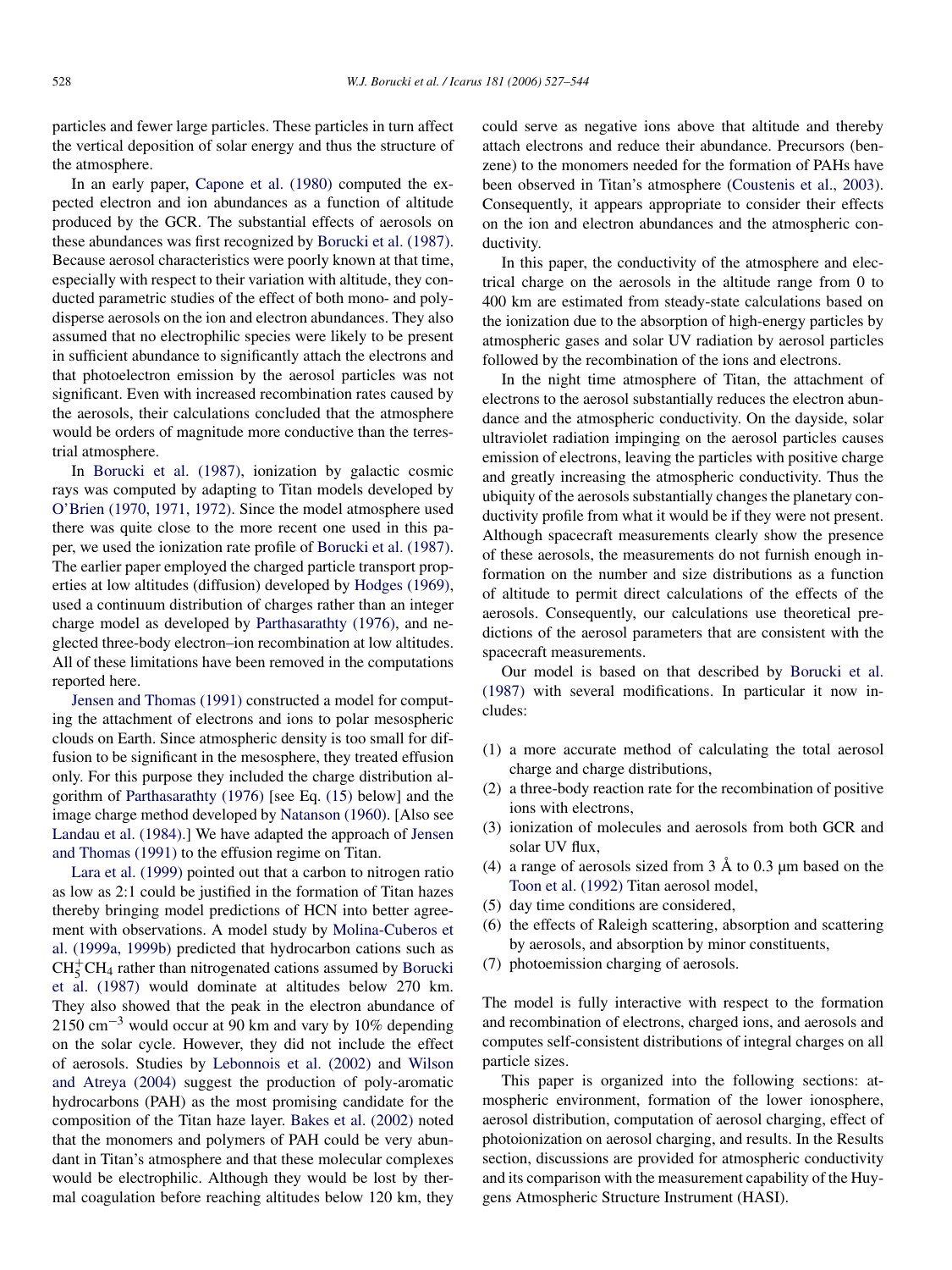particles and fewer large particles. These particles in turn affect the vertical deposition of solar energy and thus the structure of the atmosphere.

In an early paper, Capone et al. (1980) computed the expected electron and ion abundances as a function of altitude produced by the GCR. The substantial effects of aerosols on these abundances was first recognized by Borucki et al. (1987). Because aerosol characteristics were poorly known at that time, especially with respect to their variation with altitude, they conducted parametric studies of the effect of both mono- and polydisperse aerosols on the ion and electron abundances. They also assumed that no electrophilic species were likely to be present in sufficient abundance to significantly attach the electrons and that photoelectron emission by the aerosol particles was not significant. Even with increased recombination rates caused by the aerosols, their calculations concluded that the atmosphere would be orders of magnitude more conductive than the terrestrial atmosphere.

In Borucki et al. (1987), ionization by galactic cosmic rays was computed by adapting to Titan models developed by O'Brien (1970, 1971, 1972). Since the model atmosphere used there was quite close to the more recent one used in this paper, we used the ionization rate profile of Borucki et al. (1987). The earlier paper employed the charged particle transport properties at low altitudes (diffusion) developed by Hodges (1969), used a continuum distribution of charges rather than an integer charge model as developed by Parthasarathty (1976), and neglected three-body electron–ion recombination at low altitudes. All of these limitations have been removed in the computations reported here.

Jensen and Thomas (1991) constructed a model for computing the attachment of electrons and ions to polar mesospheric clouds on Earth. Since atmospheric density is too small for diffusion to be significant in the mesosphere, they treated effusion only. For this purpose they included the charge distribution algorithm of Parthasarathty (1976) [see Eq. (15) below] and the image charge method developed by Natanson (1960). [Also see Landau et al. (1984).] We have adapted the approach of Jensen and Thomas (1991) to the effusion regime on Titan.

Lara et al. (1999) pointed out that a carbon to nitrogen ratio as low as 2:1 could be justified in the formation of Titan hazes thereby bringing model predictions of HCN into better agreement with observations. A model study by Molina-Cuberos et al. (1999a, 1999b) predicted that hydrocarbon cations such as $CH_5^+CH_4$ rather than nitrogenated cations assumed by Borucki et al. (1987) would dominate at altitudes below 270 km. They also showed that the peak in the electron abundance of 2150 $cm^{-3}$ would occur at 90 km and vary by 10% depending on the solar cycle. However, they did not include the effect of aerosols. Studies by Lebonnois et al. (2002) and Wilson and Atreya (2004) suggest the production of poly-aromatic hydrocarbons (PAH) as the most promising candidate for the composition of the Titan haze layer. Bakes et al. (2002) noted that the monomers and polymers of PAH could be very abundant in Titan's atmosphere and that these molecular complexes would be electrophilic. Although they would be lost by thermal coagulation before reaching altitudes below 120 km, they could serve as negative ions above that altitude and thereby attach electrons and reduce their abundance. Precursors (benzene) to the monomers needed for the formation of PAHs have been observed in Titan's atmosphere (Coustenis et al., 2003). Consequently, it appears appropriate to consider their effects on the ion and electron abundances and the atmospheric conductivity.

In this paper, the conductivity of the atmosphere and electrical charge on the aerosols in the altitude range from 0 to 400 km are estimated from steady-state calculations based on the ionization due to the absorption of high-energy particles by atmospheric gases and solar UV radiation by aerosol particles followed by the recombination of the ions and electrons.

In the night time atmosphere of Titan, the attachment of electrons to the aerosol substantially reduces the electron abundance and the atmospheric conductivity. On the dayside, solar ultraviolet radiation impinging on the aerosol particles causes emission of electrons, leaving the particles with positive charge and greatly increasing the atmospheric conductivity. Thus the ubiquity of the aerosols substantially changes the planetary conductivity profile from what it would be if they were not present. Although spacecraft measurements clearly show the presence of these aerosols, the measurements do not furnish enough information on the number and size distributions as a function of altitude to permit direct calculations of the effects of the aerosols. Consequently, our calculations use theoretical predictions of the aerosol parameters that are consistent with the spacecraft measurements.

Our model is based on that described by Borucki et al. (1987) with several modifications. In particular it now includes:

(1) a more accurate method of calculating the total aerosol charge and charge distributions,
(2) a three-body reaction rate for the recombination of positive ions with electrons,
(3) ionization of molecules and aerosols from both GCR and solar UV flux,
(4) a range of aerosols sized from 3 Å to 0.3 μm based on the Toon et al. (1992) Titan aerosol model,
(5) day time conditions are considered,
(6) the effects of Raleigh scattering, absorption and scattering by aerosols, and absorption by minor constituents,
(7) photoemission charging of aerosols.

The model is fully interactive with respect to the formation and recombination of electrons, charged ions, and aerosols and computes self-consistent distributions of integral charges on all particle sizes.

This paper is organized into the following sections: atmospheric environment, formation of the lower ionosphere, aerosol distribution, computation of aerosol charging, effect of photoionization on aerosol charging, and results. In the Results section, discussions are provided for atmospheric conductivity and its comparison with the measurement capability of the Huygens Atmospheric Structure Instrument (HASI).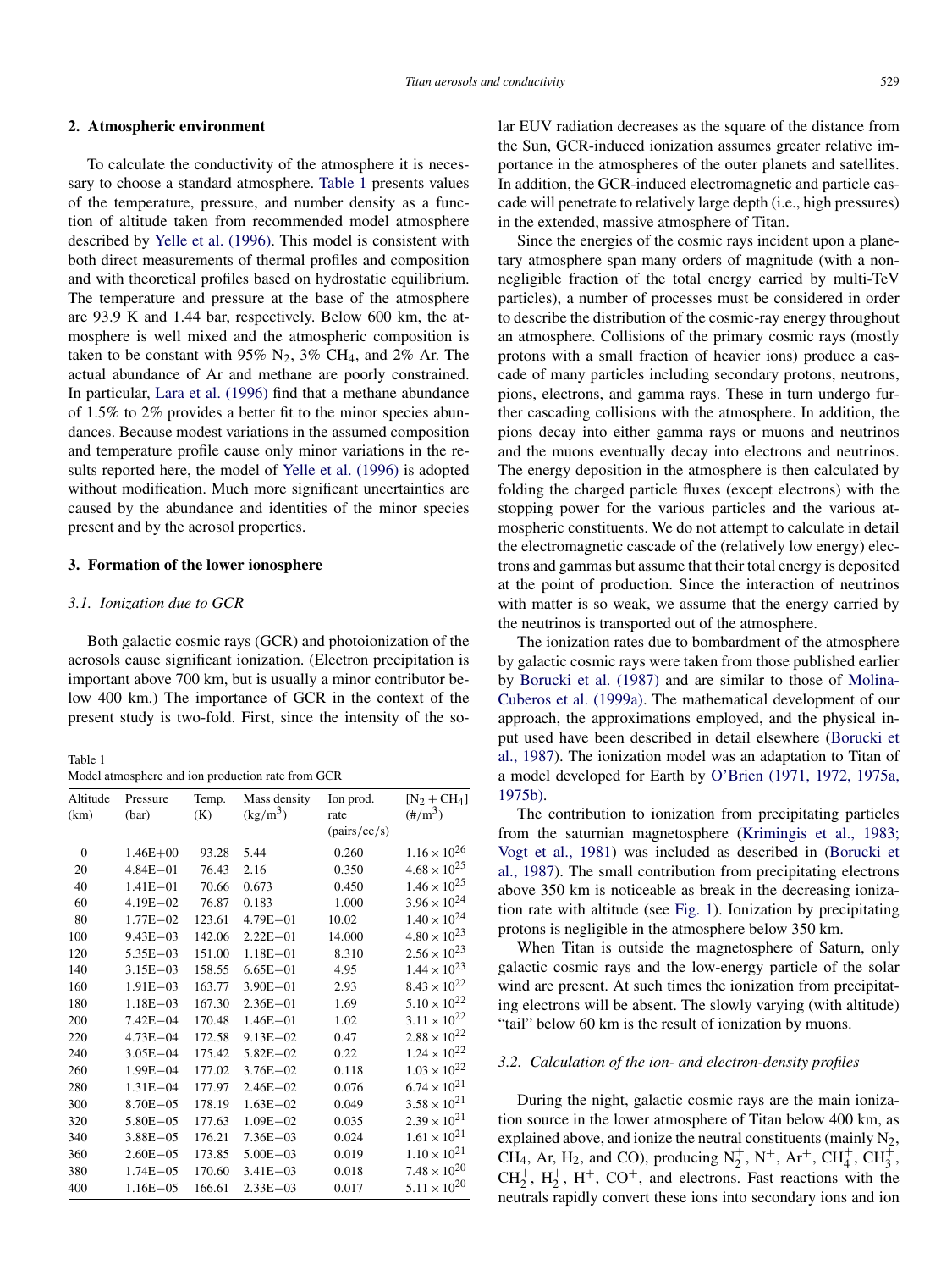## 2. Atmospheric environment

To calculate the conductivity of the atmosphere it is necessary to choose a standard atmosphere. Table 1 presents values of the temperature, pressure, and number density as a function of altitude taken from recommended model atmosphere described by Yelle et al. (1996). This model is consistent with both direct measurements of thermal profiles and composition and with theoretical profiles based on hydrostatic equilibrium. The temperature and pressure at the base of the atmosphere are 93.9 K and 1.44 bar, respectively. Below 600 km, the atmosphere is well mixed and the atmospheric composition is taken to be constant with 95% $N_2$, 3% $CH_4$, and 2% Ar. The actual abundance of Ar and methane are poorly constrained. In particular, Lara et al. (1996) find that a methane abundance of 1.5% to 2% provides a better fit to the minor species abundances. Because modest variations in the assumed composition and temperature profile cause only minor variations in the results reported here, the model of Yelle et al. (1996) is adopted without modification. Much more significant uncertainties are caused by the abundance and identities of the minor species present and by the aerosol properties.

## 3. Formation of the lower ionosphere

### 3.1. Ionization due to GCR

Both galactic cosmic rays (GCR) and photoionization of the aerosols cause significant ionization. (Electron precipitation is important above 700 km, but is usually a minor contributor below 400 km.) The importance of GCR in the context of the present study is two-fold. First, since the intensity of the solar EUV radiation decreases as the square of the distance from the Sun, GCR-induced ionization assumes greater relative importance in the atmospheres of the outer planets and satellites. In addition, the GCR-induced electromagnetic and particle cascade will penetrate to relatively large depth (i.e., high pressures) in the extended, massive atmosphere of Titan.

Table 1
Model atmosphere and ion production rate from GCR

| Altitude (km) | Pressure (bar) | Temp. (K) | Mass density (kg/m$^3$) | Ion prod. rate (pairs/cc/s) | $[N_2 + CH_4]$ (#/m$^3$) |
|---|---|---|---|---|---|
| 0 | 1.46E+00 | 93.28 | 5.44 | 0.260 | $1.16 \times 10^{26}$ |
| 20 | 4.84E−01 | 76.43 | 2.16 | 0.350 | $4.68 \times 10^{25}$ |
| 40 | 1.41E−01 | 70.66 | 0.673 | 0.450 | $1.46 \times 10^{25}$ |
| 60 | 4.19E−02 | 76.87 | 0.183 | 1.000 | $3.96 \times 10^{24}$ |
| 80 | 1.77E−02 | 123.61 | 4.79E−01 | 10.02 | $1.40 \times 10^{24}$ |
| 100 | 9.43E−03 | 142.06 | 2.22E−01 | 14.000 | $4.80 \times 10^{23}$ |
| 120 | 5.35E−03 | 151.00 | 1.18E−01 | 8.310 | $2.56 \times 10^{23}$ |
| 140 | 3.15E−03 | 158.55 | 6.65E−01 | 4.95 | $1.44 \times 10^{23}$ |
| 160 | 1.91E−03 | 163.77 | 3.90E−01 | 2.93 | $8.43 \times 10^{22}$ |
| 180 | 1.18E−03 | 167.30 | 2.36E−01 | 1.69 | $5.10 \times 10^{22}$ |
| 200 | 7.42E−04 | 170.48 | 1.46E−01 | 1.02 | $3.11 \times 10^{22}$ |
| 220 | 4.73E−04 | 172.58 | 9.13E−02 | 0.47 | $2.88 \times 10^{22}$ |
| 240 | 3.05E−04 | 175.42 | 5.82E−02 | 0.22 | $1.24 \times 10^{22}$ |
| 260 | 1.99E−04 | 177.02 | 3.76E−02 | 0.118 | $1.03 \times 10^{22}$ |
| 280 | 1.31E−04 | 177.97 | 2.46E−02 | 0.076 | $6.74 \times 10^{21}$ |
| 300 | 8.70E−05 | 178.19 | 1.63E−02 | 0.049 | $3.58 \times 10^{21}$ |
| 320 | 5.80E−05 | 177.63 | 1.09E−02 | 0.035 | $2.39 \times 10^{21}$ |
| 340 | 3.88E−05 | 176.21 | 7.36E−03 | 0.024 | $1.61 \times 10^{21}$ |
| 360 | 2.60E−05 | 173.85 | 5.00E−03 | 0.019 | $1.10 \times 10^{21}$ |
| 380 | 1.74E−05 | 170.60 | 3.41E−03 | 0.018 | $7.48 \times 10^{20}$ |
| 400 | 1.16E−05 | 166.61 | 2.33E−03 | 0.017 | $5.11 \times 10^{20}$ |

Since the energies of the cosmic rays incident upon a planetary atmosphere span many orders of magnitude (with a non-negligible fraction of the total energy carried by multi-TeV particles), a number of processes must be considered in order to describe the distribution of the cosmic-ray energy throughout an atmosphere. Collisions of the primary cosmic rays (mostly protons with a small fraction of heavier ions) produce a cascade of many particles including secondary protons, neutrons, pions, electrons, and gamma rays. These in turn undergo further cascading collisions with the atmosphere. In addition, the pions decay into either gamma rays or muons and neutrinos and the muons eventually decay into electrons and neutrinos. The energy deposition in the atmosphere is then calculated by folding the charged particle fluxes (except electrons) with the stopping power for the various particles and the various atmospheric constituents. We do not attempt to calculate in detail the electromagnetic cascade of the (relatively low energy) electrons and gammas but assume that their total energy is deposited at the point of production. Since the interaction of neutrinos with matter is so weak, we assume that the energy carried by the neutrinos is transported out of the atmosphere.

The ionization rates due to bombardment of the atmosphere by galactic cosmic rays were taken from those published earlier by Borucki et al. (1987) and are similar to those of Molina-Cuberos et al. (1999a). The mathematical development of our approach, the approximations employed, and the physical input used have been described in detail elsewhere (Borucki et al., 1987). The ionization model was an adaptation to Titan of a model developed for Earth by O'Brien (1971, 1972, 1975a, 1975b).

The contribution to ionization from precipitating particles from the saturnian magnetosphere (Krimingis et al., 1983; Vogt et al., 1981) was included as described in (Borucki et al., 1987). The small contribution from precipitating electrons above 350 km is noticeable as break in the decreasing ionization rate with altitude (see Fig. 1). Ionization by precipitating protons is negligible in the atmosphere below 350 km.

When Titan is outside the magnetosphere of Saturn, only galactic cosmic rays and the low-energy particle of the solar wind are present. At such times the ionization from precipitating electrons will be absent. The slowly varying (with altitude) "tail" below 60 km is the result of ionization by muons.

### 3.2. Calculation of the ion- and electron-density profiles

During the night, galactic cosmic rays are the main ionization source in the lower atmosphere of Titan below 400 km, as explained above, and ionize the neutral constituents (mainly $N_2$, $CH_4$, Ar, $H_2$, and CO), producing $N_2^+$, $N^+$, $Ar^+$, $CH_4^+$, $CH_3^+$, $CH_2^+$, $H_2^+$, $H^+$, $CO^+$, and electrons. Fast reactions with the neutrals rapidly convert these ions into secondary ions and ion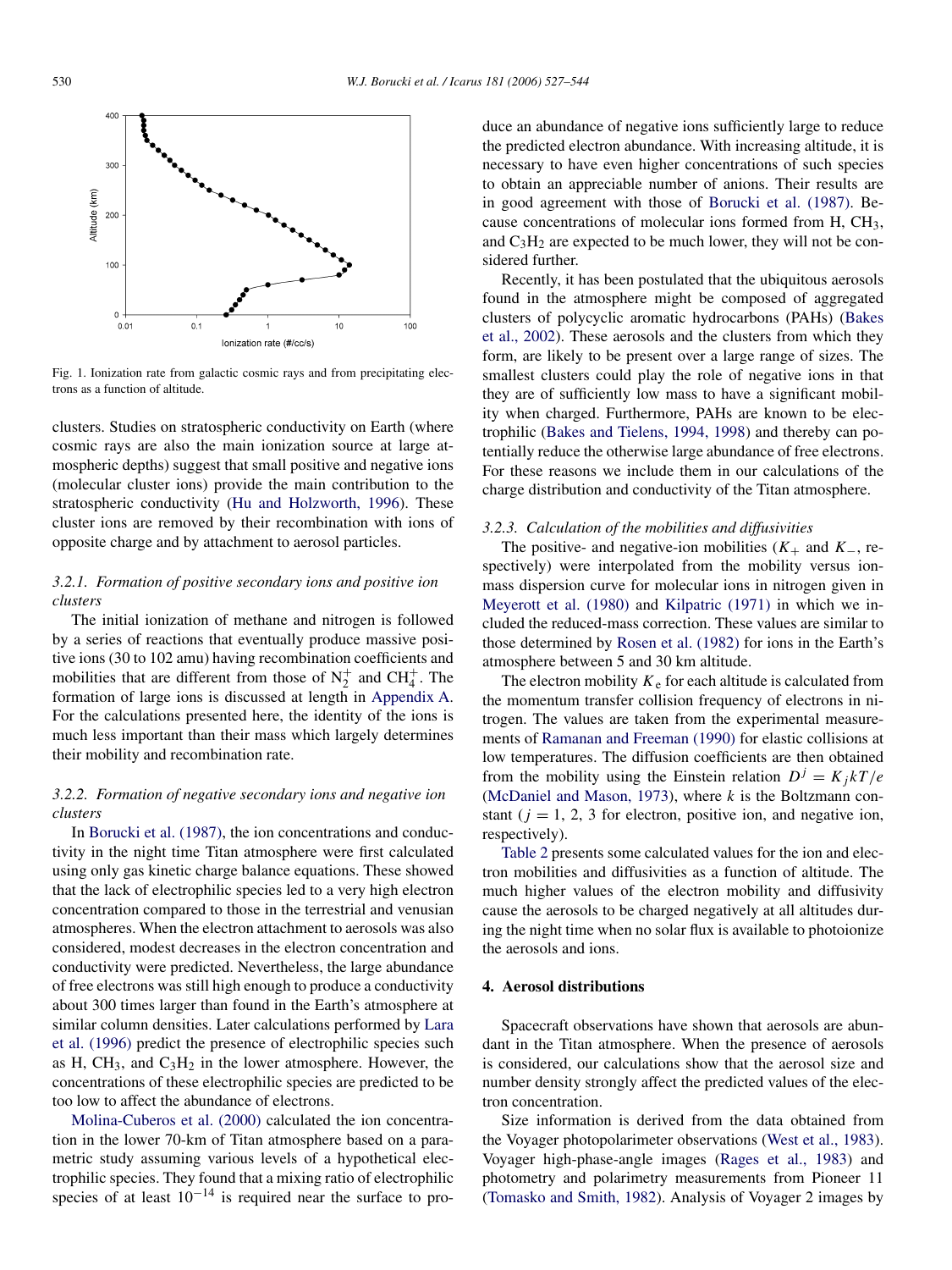Fig. 1. Ionization rate from galactic cosmic rays and from precipitating electrons as a function of altitude.

clusters. Studies on stratospheric conductivity on Earth (where cosmic rays are also the main ionization source at large atmospheric depths) suggest that small positive and negative ions (molecular cluster ions) provide the main contribution to the stratospheric conductivity (Hu and Holzworth, 1996). These cluster ions are removed by their recombination with ions of opposite charge and by attachment to aerosol particles.

### 3.2.1. Formation of positive secondary ions and positive ion clusters

The initial ionization of methane and nitrogen is followed by a series of reactions that eventually produce massive positive ions (30 to 102 amu) having recombination coefficients and mobilities that are different from those of $N_2^+$ and $CH_4^+$. The formation of large ions is discussed at length in Appendix A. For the calculations presented here, the identity of the ions is much less important than their mass which largely determines their mobility and recombination rate.

### 3.2.2. Formation of negative secondary ions and negative ion clusters

In Borucki et al. (1987), the ion concentrations and conductivity in the night time Titan atmosphere were first calculated using only gas kinetic charge balance equations. These showed that the lack of electrophilic species led to a very high electron concentration compared to those in the terrestrial and venusian atmospheres. When the electron attachment to aerosols was also considered, modest decreases in the electron concentration and conductivity were predicted. Nevertheless, the large abundance of free electrons was still high enough to produce a conductivity about 300 times larger than found in the Earth's atmosphere at similar column densities. Later calculations performed by Lara et al. (1996) predict the presence of electrophilic species such as H, $CH_3$, and $C_3H_2$ in the lower atmosphere. However, the concentrations of these electrophilic species are predicted to be too low to affect the abundance of electrons.

Molina-Cuberos et al. (2000) calculated the ion concentration in the lower 70-km of Titan atmosphere based on a parametric study assuming various levels of a hypothetical electrophilic species. They found that a mixing ratio of electrophilic species of at least $10^{-14}$ is required near the surface to produce an abundance of negative ions sufficiently large to reduce the predicted electron abundance. With increasing altitude, it is necessary to have even higher concentrations of such species to obtain an appreciable number of anions. Their results are in good agreement with those of Borucki et al. (1987). Because concentrations of molecular ions formed from H, $CH_3$, and $C_3H_2$ are expected to be much lower, they will not be considered further.

Recently, it has been postulated that the ubiquitous aerosols found in the atmosphere might be composed of aggregated clusters of polycyclic aromatic hydrocarbons (PAHs) (Bakes et al., 2002). These aerosols and the clusters from which they form, are likely to be present over a large range of sizes. The smallest clusters could play the role of negative ions in that they are of sufficiently low mass to have a significant mobility when charged. Furthermore, PAHs are known to be electrophilic (Bakes and Tielens, 1994, 1998) and thereby can potentially reduce the otherwise large abundance of free electrons. For these reasons we include them in our calculations of the charge distribution and conductivity of the Titan atmosphere.

### 3.2.3. Calculation of the mobilities and diffusivities

The positive- and negative-ion mobilities ($K_+$ and $K_-$, respectively) were interpolated from the mobility versus ion-mass dispersion curve for molecular ions in nitrogen given in Meyerott et al. (1980) and Kilpatric (1971) in which we included the reduced-mass correction. These values are similar to those determined by Rosen et al. (1982) for ions in the Earth's atmosphere between 5 and 30 km altitude.

The electron mobility $K_e$ for each altitude is calculated from the momentum transfer collision frequency of electrons in nitrogen. The values are taken from the experimental measurements of Ramanan and Freeman (1990) for elastic collisions at low temperatures. The diffusion coefficients are then obtained from the mobility using the Einstein relation $D^j = K_j kT/e$ (McDaniel and Mason, 1973), where $k$ is the Boltzmann constant ($j = 1, 2, 3$ for electron, positive ion, and negative ion, respectively).

Table 2 presents some calculated values for the ion and electron mobilities and diffusivities as a function of altitude. The much higher values of the electron mobility and diffusivity cause the aerosols to be charged negatively at all altitudes during the night time when no solar flux is available to photoionize the aerosols and ions.

## 4. Aerosol distributions

Spacecraft observations have shown that aerosols are abundant in the Titan atmosphere. When the presence of aerosols is considered, our calculations show that the aerosol size and number density strongly affect the predicted values of the electron concentration.

Size information is derived from the data obtained from the Voyager photopolarimeter observations (West et al., 1983). Voyager high-phase-angle images (Rages et al., 1983) and photometry and polarimetry measurements from Pioneer 11 (Tomasko and Smith, 1982). Analysis of Voyager 2 images by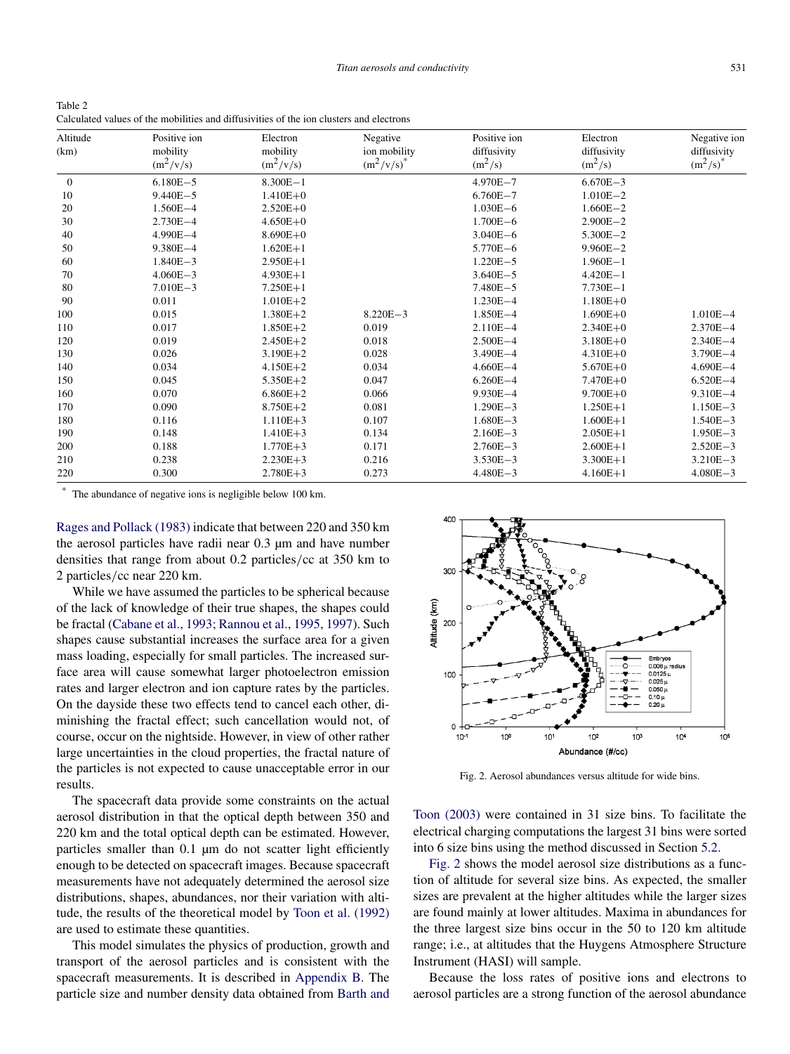Table 2
Calculated values of the mobilities and diffusivities of the ion clusters and electrons

| Altitude (km) | Positive ion mobility ($m^2/v/s$) | Electron mobility ($m^2/v/s$) | Negative ion mobility ($m^2/v/s$)* | Positive ion diffusivity ($m^2/s$) | Electron diffusivity ($m^2/s$) | Negative ion diffusivity ($m^2/s$)* |
|---|---|---|---|---|---|---|
| 0 | 6.180E−5 | 8.300E−1 | | 4.970E−7 | 6.670E−3 | |
| 10 | 9.440E−5 | 1.410E+0 | | 6.760E−7 | 1.010E−2 | |
| 20 | 1.560E−4 | 2.520E+0 | | 1.030E−6 | 1.660E−2 | |
| 30 | 2.730E−4 | 4.650E+0 | | 1.700E−6 | 2.900E−2 | |
| 40 | 4.990E−4 | 8.690E+0 | | 3.040E−6 | 5.300E−2 | |
| 50 | 9.380E−4 | 1.620E+1 | | 5.770E−6 | 9.960E−2 | |
| 60 | 1.840E−3 | 2.950E+1 | | 1.220E−5 | 1.960E−1 | |
| 70 | 4.060E−3 | 4.930E+1 | | 3.640E−5 | 4.420E−1 | |
| 80 | 7.010E−3 | 7.250E+1 | | 7.480E−5 | 7.730E−1 | |
| 90 | 0.011 | 1.010E+2 | | 1.230E−4 | 1.180E+0 | |
| 100 | 0.015 | 1.380E+2 | 8.220E−3 | 1.850E−4 | 1.690E+0 | 1.010E−4 |
| 110 | 0.017 | 1.850E+2 | 0.019 | 2.110E−4 | 2.340E+0 | 2.370E−4 |
| 120 | 0.019 | 2.450E+2 | 0.018 | 2.500E−4 | 3.180E+0 | 2.340E−4 |
| 130 | 0.026 | 3.190E+2 | 0.028 | 3.490E−4 | 4.310E+0 | 3.790E−4 |
| 140 | 0.034 | 4.150E+2 | 0.034 | 4.660E−4 | 5.670E+0 | 4.690E−4 |
| 150 | 0.045 | 5.350E+2 | 0.047 | 6.260E−4 | 7.470E+0 | 6.520E−4 |
| 160 | 0.070 | 6.860E+2 | 0.066 | 9.930E−4 | 9.700E+0 | 9.310E−4 |
| 170 | 0.090 | 8.750E+2 | 0.081 | 1.290E−3 | 1.250E+1 | 1.150E−3 |
| 180 | 0.116 | 1.110E+3 | 0.107 | 1.680E−3 | 1.600E+1 | 1.540E−3 |
| 190 | 0.148 | 1.410E+3 | 0.134 | 2.160E−3 | 2.050E+1 | 1.950E−3 |
| 200 | 0.188 | 1.770E+3 | 0.171 | 2.760E−3 | 2.600E+1 | 2.520E−3 |
| 210 | 0.238 | 2.230E+3 | 0.216 | 3.530E−3 | 3.300E+1 | 3.210E−3 |
| 220 | 0.300 | 2.780E+3 | 0.273 | 4.480E−3 | 4.160E+1 | 4.080E−3 |

\* The abundance of negative ions is negligible below 100 km.

Rages and Pollack (1983) indicate that between 220 and 350 km the aerosol particles have radii near 0.3 μm and have number densities that range from about 0.2 particles/cc at 350 km to 2 particles/cc near 220 km.

While we have assumed the particles to be spherical because of the lack of knowledge of their true shapes, the shapes could be fractal (Cabane et al., 1993; Rannou et al., 1995, 1997). Such shapes cause substantial increases the surface area for a given mass loading, especially for small particles. The increased surface area will cause somewhat larger photoelectron emission rates and larger electron and ion capture rates by the particles. On the dayside these two effects tend to cancel each other, diminishing the fractal effect; such cancellation would not, of course, occur on the nightside. However, in view of other rather large uncertainties in the cloud properties, the fractal nature of the particles is not expected to cause unacceptable error in our results.

The spacecraft data provide some constraints on the actual aerosol distribution in that the optical depth between 350 and 220 km and the total optical depth can be estimated. However, particles smaller than 0.1 μm do not scatter light efficiently enough to be detected on spacecraft images. Because spacecraft measurements have not adequately determined the aerosol size distributions, shapes, abundances, nor their variation with altitude, the results of the theoretical model by Toon et al. (1992) are used to estimate these quantities.

This model simulates the physics of production, growth and transport of the aerosol particles and is consistent with the spacecraft measurements. It is described in Appendix B. The particle size and number density data obtained from Barth and Toon (2003) were contained in 31 size bins. To facilitate the electrical charging computations the largest 31 bins were sorted into 6 size bins using the method discussed in Section 5.2.

Fig. 2. Aerosol abundances versus altitude for wide bins.

Fig. 2 shows the model aerosol size distributions as a function of altitude for several size bins. As expected, the smaller sizes are prevalent at the higher altitudes while the larger sizes are found mainly at lower altitudes. Maxima in abundances for the three largest size bins occur in the 50 to 120 km altitude range; i.e., at altitudes that the Huygens Atmosphere Structure Instrument (HASI) will sample.

Because the loss rates of positive ions and electrons to aerosol particles are a strong function of the aerosol abundance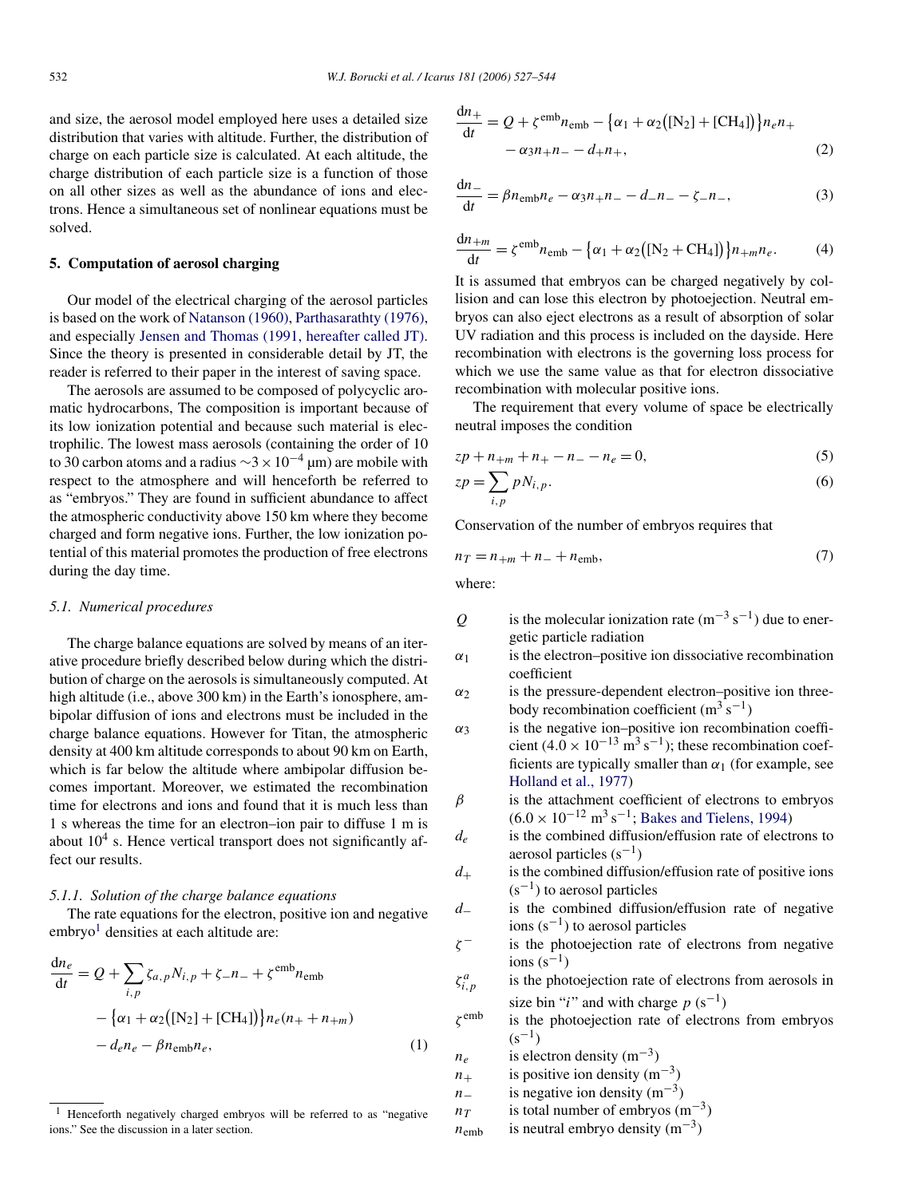and size, the aerosol model employed here uses a detailed size distribution that varies with altitude. Further, the distribution of charge on each particle size is calculated. At each altitude, the charge distribution of each particle size is a function of those on all other sizes as well as the abundance of ions and electrons. Hence a simultaneous set of nonlinear equations must be solved.

## 5. Computation of aerosol charging

Our model of the electrical charging of the aerosol particles is based on the work of Natanson (1960), Parthasarathy (1976), and especially Jensen and Thomas (1991, hereafter called JT). Since the theory is presented in considerable detail by JT, the reader is referred to their paper in the interest of saving space.

The aerosols are assumed to be composed of polycyclic aromatic hydrocarbons, The composition is important because of its low ionization potential and because such material is electrophilic. The lowest mass aerosols (containing the order of 10 to 30 carbon atoms and a radius $\sim 3 \times 10^{-4}$ μm) are mobile with respect to the atmosphere and will henceforth be referred to as "embryos." They are found in sufficient abundance to affect the atmospheric conductivity above 150 km where they become charged and form negative ions. Further, the low ionization potential of this material promotes the production of free electrons during the day time.

### 5.1. Numerical procedures

The charge balance equations are solved by means of an iterative procedure briefly described below during which the distribution of charge on the aerosols is simultaneously computed. At high altitude (i.e., above 300 km) in the Earth's ionosphere, ambipolar diffusion of ions and electrons must be included in the charge balance equations. However for Titan, the atmospheric density at 400 km altitude corresponds to about 90 km on Earth, which is far below the altitude where ambipolar diffusion becomes important. Moreover, we estimated the recombination time for electrons and ions and found that it is much less than 1 s whereas the time for an electron–ion pair to diffuse 1 m is about $10^4$ s. Hence vertical transport does not significantly affect our results.

#### 5.1.1. Solution of the charge balance equations

The rate equations for the electron, positive ion and negative embryo[1] densities at each altitude are:

$$\frac{dn_e}{dt} = Q + \sum_{i,p} \zeta_{a,p} N_{i,p} + \zeta_- n_- + \zeta^{\text{emb}} n_{\text{emb}} - \{\alpha_1 + \alpha_2([\text{N}_2] + [\text{CH}_4])\} n_e (n_+ + n_{+m}) - d_e n_e - \beta n_{\text{emb}} n_e, \tag{1}$$

$$\frac{dn_+}{dt} = Q + \zeta^{\text{emb}} n_{\text{emb}} - \{\alpha_1 + \alpha_2([\text{N}_2] + [\text{CH}_4])\} n_e n_+ - \alpha_3 n_+ n_- - d_+ n_+, \tag{2}$$

$$\frac{dn_-}{dt} = \beta n_{\text{emb}} n_e - \alpha_3 n_+ n_- - d_- n_- - \zeta_- n_-, \tag{3}$$

$$\frac{dn_{+m}}{dt} = \zeta^{\text{emb}} n_{\text{emb}} - \{\alpha_1 + \alpha_2([\text{N}_2 + \text{CH}_4])\} n_{+m} n_e. \tag{4}$$

It is assumed that embryos can be charged negatively by collision and can lose this electron by photoejection. Neutral embryos can also eject electrons as a result of absorption of solar UV radiation and this process is included on the dayside. Here recombination with electrons is the governing loss process for which we use the same value as that for electron dissociative recombination with molecular positive ions.

The requirement that every volume of space be electrically neutral imposes the condition

$$zp + n_{+m} + n_+ - n_- - n_e = 0, \tag{5}$$

$$zp = \sum_{i,p} p N_{i,p}. \tag{6}$$

Conservation of the number of embryos requires that

$$n_T = n_{+m} + n_- + n_{\text{emb}}, \tag{7}$$

where:

- $Q$ is the molecular ionization rate ($\text{m}^{-3}\,\text{s}^{-1}$) due to energetic particle radiation
- $\alpha_1$ is the electron–positive ion dissociative recombination coefficient
- $\alpha_2$ is the pressure-dependent electron–positive ion three-body recombination coefficient ($\text{m}^3\,\text{s}^{-1}$)
- $\alpha_3$ is the negative ion–positive ion recombination coefficient ($4.0 \times 10^{-13}\,\text{m}^3\,\text{s}^{-1}$); these recombination coefficients are typically smaller than $\alpha_1$ (for example, see Holland et al., 1977)
- $\beta$ is the attachment coefficient of electrons to embryos ($6.0 \times 10^{-12}\,\text{m}^3\,\text{s}^{-1}$; Bakes and Tielens, 1994)
- $d_e$ is the combined diffusion/effusion rate of electrons to aerosol particles ($\text{s}^{-1}$)
- $d_+$ is the combined diffusion/effusion rate of positive ions ($\text{s}^{-1}$) to aerosol particles
- $d_-$ is the combined diffusion/effusion rate of negative ions ($\text{s}^{-1}$) to aerosol particles
- $\zeta^-$ is the photoejection rate of electrons from negative ions ($\text{s}^{-1}$)
- $\zeta^a_{i,p}$ is the photoejection rate of electrons from aerosols in size bin "$i$" and with charge $p$ ($\text{s}^{-1}$)
- $\zeta^{\text{emb}}$ is the photoejection rate of electrons from embryos ($\text{s}^{-1}$)
- $n_e$ is electron density ($\text{m}^{-3}$)
- $n_+$ is positive ion density ($\text{m}^{-3}$)
- $n_-$ is negative ion density ($\text{m}^{-3}$)
- $n_T$ is total number of embryos ($\text{m}^{-3}$)
- $n_{\text{emb}}$ is neutral embryo density ($\text{m}^{-3}$)

[1] Henceforth negatively charged embryos will be referred to as "negative ions." See the discussion in a later section.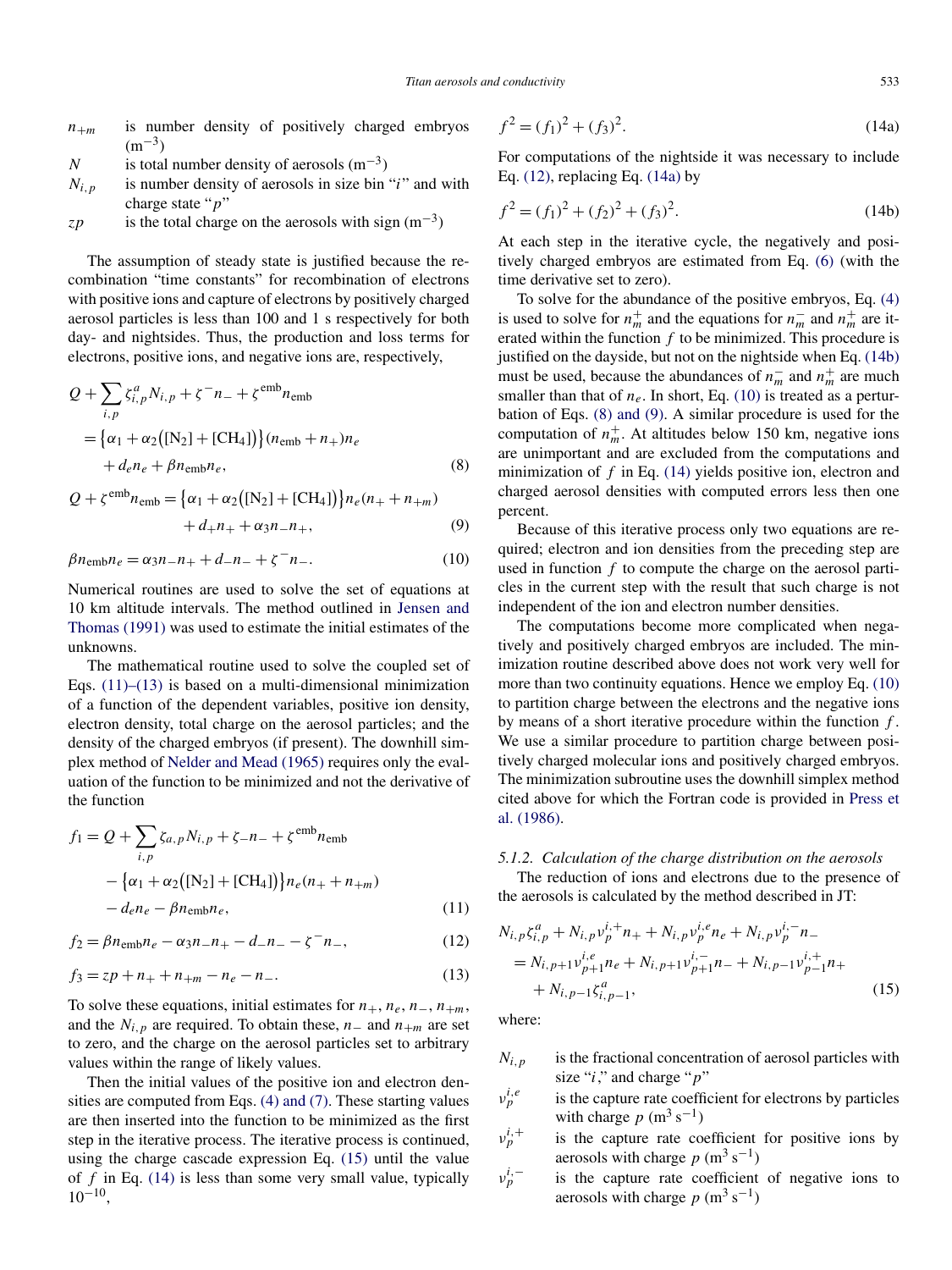| | |
|---|---|
| $n_{+m}$ | is number density of positively charged embryos ($m^{-3}$) |
| $N$ | is total number density of aerosols ($m^{-3}$) |
| $N_{i,p}$ | is number density of aerosols in size bin "$i$" and with charge state "$p$" |
| $zp$ | is the total charge on the aerosols with sign ($m^{-3}$) |

The assumption of steady state is justified because the recombination "time constants" for recombination of electrons with positive ions and capture of electrons by positively charged aerosol particles is less than 100 and 1 s respectively for both day- and nightsides. Thus, the production and loss terms for electrons, positive ions, and negative ions are, respectively,

$$Q + \sum_{i,p} \zeta^{a}_{i,p} N_{i,p} + \zeta^{-} n_{-} + \zeta^{\mathrm{emb}} n_{\mathrm{emb}} = \{\alpha_1 + \alpha_2([\mathrm{N_2}] + [\mathrm{CH_4}])\}(n_{\mathrm{emb}} + n_{+})n_e + d_e n_e + \beta n_{\mathrm{emb}} n_e, \tag{8}$$

$$Q + \zeta^{\mathrm{emb}} n_{\mathrm{emb}} = \{\alpha_1 + \alpha_2([\mathrm{N_2}] + [\mathrm{CH_4}])\} n_e (n_{+} + n_{+m}) + d_{+} n_{+} + \alpha_3 n_{-} n_{+}, \tag{9}$$

$$\beta n_{\mathrm{emb}} n_e = \alpha_3 n_{-} n_{+} + d_{-} n_{-} + \zeta^{-} n_{-}. \tag{10}$$

Numerical routines are used to solve the set of equations at 10 km altitude intervals. The method outlined in Jensen and Thomas (1991) was used to estimate the initial estimates of the unknowns.

The mathematical routine used to solve the coupled set of Eqs. (11)–(13) is based on a multi-dimensional minimization of a function of the dependent variables, positive ion density, electron density, total charge on the aerosol particles; and the density of the charged embryos (if present). The downhill simplex method of Nelder and Mead (1965) requires only the evaluation of the function to be minimized and not the derivative of the function

$$f_1 = Q + \sum_{i,p} \zeta_{a,p} N_{i,p} + \zeta_{-} n_{-} + \zeta^{\mathrm{emb}} n_{\mathrm{emb}} - \{\alpha_1 + \alpha_2([\mathrm{N_2}] + [\mathrm{CH_4}])\} n_e (n_{+} + n_{+m}) - d_e n_e - \beta n_{\mathrm{emb}} n_e, \tag{11}$$

$$f_2 = \beta n_{\mathrm{emb}} n_e - \alpha_3 n_{-} n_{+} - d_{-} n_{-} - \zeta^{-} n_{-}, \tag{12}$$

$$f_3 = zp + n_{+} + n_{+m} - n_e - n_{-}. \tag{13}$$

To solve these equations, initial estimates for $n_{+}$, $n_e$, $n_{-}$, $n_{+m}$, and the $N_{i,p}$ are required. To obtain these, $n_{-}$ and $n_{+m}$ are set to zero, and the charge on the aerosol particles set to arbitrary values within the range of likely values.

Then the initial values of the positive ion and electron densities are computed from Eqs. (4) and (7). These starting values are then inserted into the function to be minimized as the first step in the iterative process. The iterative process is continued, using the charge cascade expression Eq. (15) until the value of $f$ in Eq. (14) is less than some very small value, typically $10^{-10}$,

$$f^2 = (f_1)^2 + (f_3)^2. \tag{14a}$$

For computations of the nightside it was necessary to include Eq. (12), replacing Eq. (14a) by

$$f^2 = (f_1)^2 + (f_2)^2 + (f_3)^2. \tag{14b}$$

At each step in the iterative cycle, the negatively and positively charged embryos are estimated from Eq. (6) (with the time derivative set to zero).

To solve for the abundance of the positive embryos, Eq. (4) is used to solve for $n^{+}_{m}$ and the equations for $n^{-}_{m}$ and $n^{+}_{m}$ are iterated within the function $f$ to be minimized. This procedure is justified on the dayside, but not on the nightside when Eq. (14b) must be used, because the abundances of $n^{-}_{m}$ and $n^{+}_{m}$ are much smaller than that of $n_e$. In short, Eq. (10) is treated as a perturbation of Eqs. (8) and (9). A similar procedure is used for the computation of $n^{+}_{m}$. At altitudes below 150 km, negative ions are unimportant and are excluded from the computations and minimization of $f$ in Eq. (14) yields positive ion, electron and charged aerosol densities with computed errors less then one percent.

Because of this iterative process only two equations are required; electron and ion densities from the preceding step are used in function $f$ to compute the charge on the aerosol particles in the current step with the result that such charge is not independent of the ion and electron number densities.

The computations become more complicated when negatively and positively charged embryos are included. The minimization routine described above does not work very well for more than two continuity equations. Hence we employ Eq. (10) to partition charge between the electrons and the negative ions by means of a short iterative procedure within the function $f$. We use a similar procedure to partition charge between positively charged molecular ions and positively charged embryos. The minimization subroutine uses the downhill simplex method cited above for which the Fortran code is provided in Press et al. (1986).

#### 5.1.2. *Calculation of the charge distribution on the aerosols*

The reduction of ions and electrons due to the presence of the aerosols is calculated by the method described in JT:

$$N_{i,p}\zeta^{a}_{i,p} + N_{i,p}\nu^{i,+}_{p} n_{+} + N_{i,p}\nu^{i,e}_{p} n_e + N_{i,p}\nu^{i,-}_{p} n_{-} = N_{i,p+1}\nu^{i,e}_{p+1} n_e + N_{i,p+1}\nu^{i,-}_{p+1} n_{-} + N_{i,p-1}\nu^{i,+}_{p-1} n_{+} + N_{i,p-1}\zeta^{a}_{i,p-1}, \tag{15}$$

where:

| | |
|---|---|
| $N_{i,p}$ | is the fractional concentration of aerosol particles with size "$i$," and charge "$p$" |
| $\nu^{i,e}_{p}$ | is the capture rate coefficient for electrons by particles with charge $p$ ($m^3\,s^{-1}$) |
| $\nu^{i,+}_{p}$ | is the capture rate coefficient for positive ions by aerosols with charge $p$ ($m^3\,s^{-1}$) |
| $\nu^{i,-}_{p}$ | is the capture rate coefficient of negative ions to aerosols with charge $p$ ($m^3\,s^{-1}$) |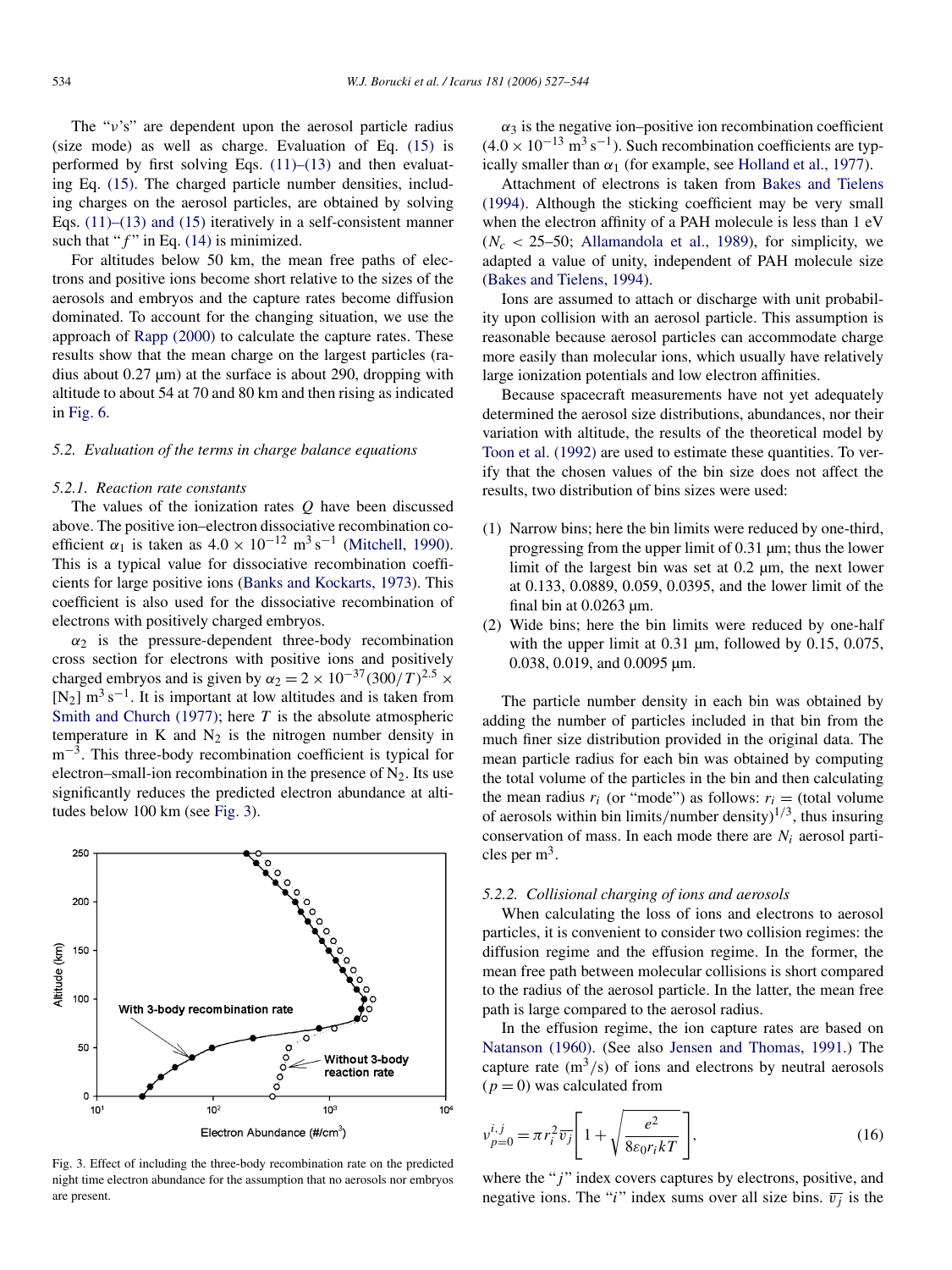The "ν's" are dependent upon the aerosol particle radius (size mode) as well as charge. Evaluation of Eq. (15) is performed by first solving Eqs. (11)–(13) and then evaluating Eq. (15). The charged particle number densities, including charges on the aerosol particles, are obtained by solving Eqs. (11)–(13) and (15) iteratively in a self-consistent manner such that "$f$" in Eq. (14) is minimized.

For altitudes below 50 km, the mean free paths of electrons and positive ions become short relative to the sizes of the aerosols and embryos and the capture rates become diffusion dominated. To account for the changing situation, we use the approach of Rapp (2000) to calculate the capture rates. These results show that the mean charge on the largest particles (radius about 0.27 μm) at the surface is about 290, dropping with altitude to about 54 at 70 and 80 km and then rising as indicated in Fig. 6.

### 5.2. Evaluation of the terms in charge balance equations

#### 5.2.1. Reaction rate constants

The values of the ionization rates $Q$ have been discussed above. The positive ion–electron dissociative recombination coefficient $\alpha_1$ is taken as $4.0 \times 10^{-12}\ \mathrm{m^3\,s^{-1}}$ (Mitchell, 1990). This is a typical value for dissociative recombination coefficients for large positive ions (Banks and Kockarts, 1973). This coefficient is also used for the dissociative recombination of electrons with positively charged embryos.

$\alpha_2$ is the pressure-dependent three-body recombination cross section for electrons with positive ions and positively charged embryos and is given by $\alpha_2 = 2 \times 10^{-37}(300/T)^{2.5} \times [N_2]\ \mathrm{m^3\,s^{-1}}$. It is important at low altitudes and is taken from Smith and Church (1977); here $T$ is the absolute atmospheric temperature in K and $N_2$ is the nitrogen number density in $\mathrm{m^{-3}}$. This three-body recombination coefficient is typical for electron–small-ion recombination in the presence of $N_2$. Its use significantly reduces the predicted electron abundance at altitudes below 100 km (see Fig. 3).

Fig. 3. Effect of including the three-body recombination rate on the predicted night time electron abundance for the assumption that no aerosols nor embryos are present.

$\alpha_3$ is the negative ion–positive ion recombination coefficient ($4.0 \times 10^{-13}\ \mathrm{m^3\,s^{-1}}$). Such recombination coefficients are typically smaller than $\alpha_1$ (for example, see Holland et al., 1977).

Attachment of electrons is taken from Bakes and Tielens (1994). Although the sticking coefficient may be very small when the electron affinity of a PAH molecule is less than 1 eV ($N_c$ < 25–50; Allamandola et al., 1989), for simplicity, we adapted a value of unity, independent of PAH molecule size (Bakes and Tielens, 1994).

Ions are assumed to attach or discharge with unit probability upon collision with an aerosol particle. This assumption is reasonable because aerosol particles can accommodate charge more easily than molecular ions, which usually have relatively large ionization potentials and low electron affinities.

Because spacecraft measurements have not yet adequately determined the aerosol size distributions, abundances, nor their variation with altitude, the results of the theoretical model by Toon et al. (1992) are used to estimate these quantities. To verify that the chosen values of the bin size does not affect the results, two distribution of bins sizes were used:

1. Narrow bins; here the bin limits were reduced by one-third, progressing from the upper limit of 0.31 μm; thus the lower limit of the largest bin was set at 0.2 μm, the next lower at 0.133, 0.0889, 0.059, 0.0395, and the lower limit of the final bin at 0.0263 μm.
2. Wide bins; here the bin limits were reduced by one-half with the upper limit at 0.31 μm, followed by 0.15, 0.075, 0.038, 0.019, and 0.0095 μm.

The particle number density in each bin was obtained by adding the number of particles included in that bin from the much finer size distribution provided in the original data. The mean particle radius for each bin was obtained by computing the total volume of the particles in the bin and then calculating the mean radius $r_i$ (or "mode") as follows: $r_i$ = (total volume of aerosols within bin limits/number density)$^{1/3}$, thus insuring conservation of mass. In each mode there are $N_i$ aerosol particles per $\mathrm{m^3}$.

#### 5.2.2. Collisional charging of ions and aerosols

When calculating the loss of ions and electrons to aerosol particles, it is convenient to consider two collision regimes: the diffusion regime and the effusion regime. In the former, the mean free path between molecular collisions is short compared to the radius of the aerosol particle. In the latter, the mean free path is large compared to the aerosol radius.

In the effusion regime, the ion capture rates are based on Natanson (1960). (See also Jensen and Thomas, 1991.) The capture rate ($\mathrm{m^3/s}$) of ions and electrons by neutral aerosols ($p = 0$) was calculated from

$$\nu_{p=0}^{i,j} = \pi r_i^2 \overline{v_j}\left[1 + \sqrt{\frac{e^2}{8\varepsilon_0 r_i kT}}\right], \tag{16}$$

where the "$j$" index covers captures by electrons, positive, and negative ions. The "$i$" index sums over all size bins. $\overline{v_j}$ is the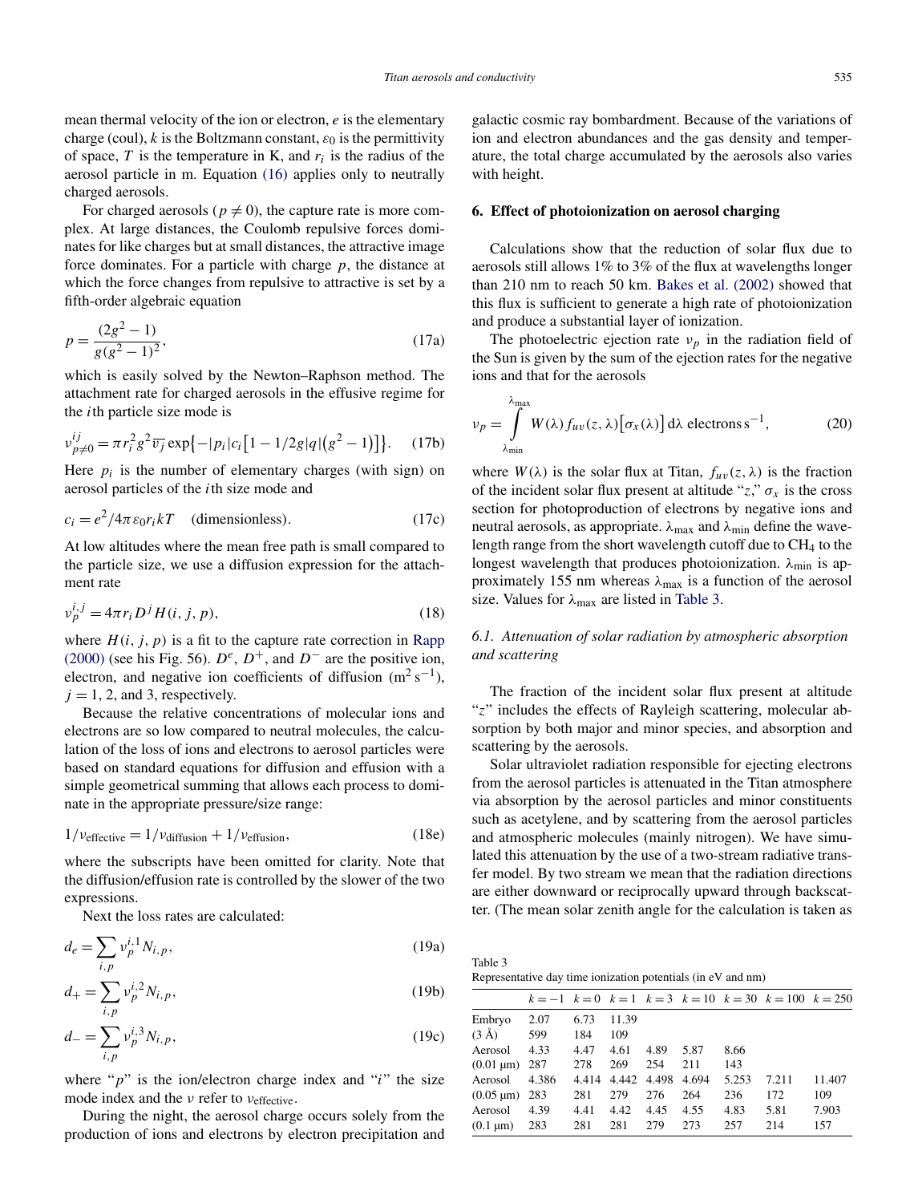mean thermal velocity of the ion or electron, $e$ is the elementary charge (coul), $k$ is the Boltzmann constant, $\varepsilon_0$ is the permittivity of space, $T$ is the temperature in K, and $r_i$ is the radius of the aerosol particle in m. Equation (16) applies only to neutrally charged aerosols.

For charged aerosols ($p \neq 0$), the capture rate is more complex. At large distances, the Coulomb repulsive forces dominates for like charges but at small distances, the attractive image force dominates. For a particle with charge $p$, the distance at which the force changes from repulsive to attractive is set by a fifth-order algebraic equation

$$p = \frac{(2g^2 - 1)}{g(g^2 - 1)^2}, \tag{17a}$$

which is easily solved by the Newton–Raphson method. The attachment rate for charged aerosols in the effusive regime for the $i$th particle size mode is

$$\nu^{ij}_{p\neq 0} = \pi r_i^2 g^2 \overline{v_j} \exp\{-|p_i| c_i [1 - 1/2g|q|(g^2 - 1)]\}. \tag{17b}$$

Here $p_i$ is the number of elementary charges (with sign) on aerosol particles of the $i$th size mode and

$$c_i = e^2/4\pi\varepsilon_0 r_i kT \quad \text{(dimensionless)}. \tag{17c}$$

At low altitudes where the mean free path is small compared to the particle size, we use a diffusion expression for the attachment rate

$$\nu^{i,j}_p = 4\pi r_i D^j H(i, j, p), \tag{18}$$

where $H(i, j, p)$ is a fit to the capture rate correction in Rapp (2000) (see his Fig. 56). $D^e$, $D^+$, and $D^-$ are the positive ion, electron, and negative ion coefficients of diffusion ($m^2\,s^{-1}$), $j = 1, 2,$ and 3, respectively.

Because the relative concentrations of molecular ions and electrons are so low compared to neutral molecules, the calculation of the loss of ions and electrons to aerosol particles were based on standard equations for diffusion and effusion with a simple geometrical summing that allows each process to dominate in the appropriate pressure/size range:

$$1/\nu_{\text{effective}} = 1/\nu_{\text{diffusion}} + 1/\nu_{\text{effusion}}, \tag{18e}$$

where the subscripts have been omitted for clarity. Note that the diffusion/effusion rate is controlled by the slower of the two expressions.

Next the loss rates are calculated:

$$d_e = \sum_{i,p} \nu^{i,1}_p N_{i,p}, \tag{19a}$$

$$d_+ = \sum_{i,p} \nu^{i,2}_p N_{i,p}, \tag{19b}$$

$$d_- = \sum_{i,p} \nu^{i,3}_p N_{i,p}, \tag{19c}$$

where "$p$" is the ion/electron charge index and "$i$" the size mode index and the $\nu$ refer to $\nu_{\text{effective}}$.

During the night, the aerosol charge occurs solely from the production of ions and electrons by electron precipitation and galactic cosmic ray bombardment. Because of the variations of ion and electron abundances and the gas density and temperature, the total charge accumulated by the aerosols also varies with height.

## 6. Effect of photoionization on aerosol charging

Calculations show that the reduction of solar flux due to aerosols still allows 1% to 3% of the flux at wavelengths longer than 210 nm to reach 50 km. Bakes et al. (2002) showed that this flux is sufficient to generate a high rate of photoionization and produce a substantial layer of ionization.

The photoelectric ejection rate $\nu_p$ in the radiation field of the Sun is given by the sum of the ejection rates for the negative ions and that for the aerosols

$$\nu_p = \int_{\lambda_{\min}}^{\lambda_{\max}} W(\lambda) f_{uv}(z, \lambda)\big[\sigma_x(\lambda)\big]\,d\lambda \ \text{electrons}\,s^{-1}, \tag{20}$$

where $W(\lambda)$ is the solar flux at Titan, $f_{uv}(z, \lambda)$ is the fraction of the incident solar flux present at altitude "$z$," $\sigma_x$ is the cross section for photoproduction of electrons by negative ions and neutral aerosols, as appropriate. $\lambda_{\max}$ and $\lambda_{\min}$ define the wavelength range from the short wavelength cutoff due to $CH_4$ to the longest wavelength that produces photoionization. $\lambda_{\min}$ is approximately 155 nm whereas $\lambda_{\max}$ is a function of the aerosol size. Values for $\lambda_{\max}$ are listed in Table 3.

### 6.1. Attenuation of solar radiation by atmospheric absorption and scattering

The fraction of the incident solar flux present at altitude "$z$" includes the effects of Rayleigh scattering, molecular absorption by both major and minor species, and absorption and scattering by the aerosols.

Solar ultraviolet radiation responsible for ejecting electrons from the aerosol particles is attenuated in the Titan atmosphere via absorption by the aerosol particles and minor constituents such as acetylene, and by scattering from the aerosol particles and atmospheric molecules (mainly nitrogen). We have simulated this attenuation by the use of a two-stream radiative transfer model. By two stream we mean that the radiation directions are either downward or reciprocally upward through backscatter. (The mean solar zenith angle for the calculation is taken as

Table 3
Representative day time ionization potentials (in eV and nm)

| | $k=-1$ | $k=0$ | $k=1$ | $k=3$ | $k=10$ | $k=30$ | $k=100$ | $k=250$ |
|---|---|---|---|---|---|---|---|---|
| Embryo | 2.07 | 6.73 | 11.39 | | | | | |
| (3 Å) | 599 | 184 | 109 | | | | | |
| Aerosol | 4.33 | 4.47 | 4.61 | 4.89 | 5.87 | 8.66 | | |
| (0.01 μm) | 287 | 278 | 269 | 254 | 211 | 143 | | |
| Aerosol | 4.386 | 4.414 | 4.442 | 4.498 | 4.694 | 5.253 | 7.211 | 11.407 |
| (0.05 μm) | 283 | 281 | 279 | 276 | 264 | 236 | 172 | 109 |
| Aerosol | 4.39 | 4.41 | 4.42 | 4.45 | 4.55 | 4.83 | 5.81 | 7.903 |
| (0.1 μm) | 283 | 281 | 281 | 279 | 273 | 257 | 214 | 157 |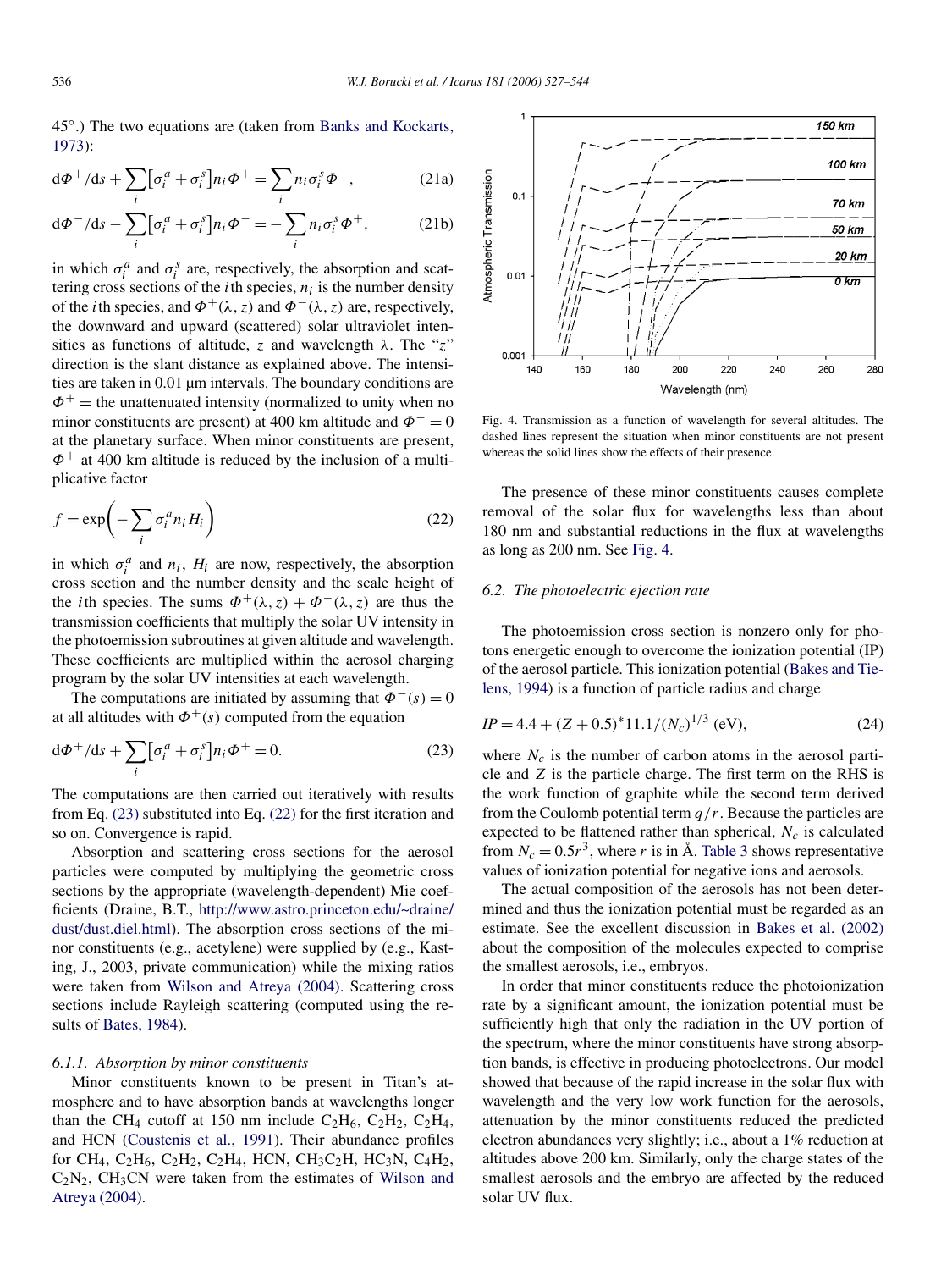45°.) The two equations are (taken from Banks and Kockarts, 1973):

$$\mathrm{d}\Phi^+/\mathrm{d}s + \sum_i \left[\sigma_i^a + \sigma_i^s\right] n_i \Phi^+ = \sum_i n_i \sigma_i^s \Phi^-, \tag{21a}$$

$$\mathrm{d}\Phi^-/\mathrm{d}s - \sum_i \left[\sigma_i^a + \sigma_i^s\right] n_i \Phi^- = -\sum_i n_i \sigma_i^s \Phi^+, \tag{21b}$$

in which $\sigma_i^a$ and $\sigma_i^s$ are, respectively, the absorption and scattering cross sections of the $i$th species, $n_i$ is the number density of the $i$th species, and $\Phi^+(\lambda, z)$ and $\Phi^-(\lambda, z)$ are, respectively, the downward and upward (scattered) solar ultraviolet intensities as functions of altitude, $z$ and wavelength $\lambda$. The "$z$" direction is the slant distance as explained above. The intensities are taken in 0.01 μm intervals. The boundary conditions are $\Phi^+ =$ the unattenuated intensity (normalized to unity when no minor constituents are present) at 400 km altitude and $\Phi^- = 0$ at the planetary surface. When minor constituents are present, $\Phi^+$ at 400 km altitude is reduced by the inclusion of a multiplicative factor

$$f = \exp\left(-\sum_i \sigma_i^a n_i H_i\right) \tag{22}$$

in which $\sigma_i^a$ and $n_i$, $H_i$ are now, respectively, the absorption cross section and the number density and the scale height of the $i$th species. The sums $\Phi^+(\lambda, z) + \Phi^-(\lambda, z)$ are thus the transmission coefficients that multiply the solar UV intensity in the photoemission subroutines at given altitude and wavelength. These coefficients are multiplied within the aerosol charging program by the solar UV intensities at each wavelength.

The computations are initiated by assuming that $\Phi^-(s) = 0$ at all altitudes with $\Phi^+(s)$ computed from the equation

$$\mathrm{d}\Phi^+/\mathrm{d}s + \sum_i \left[\sigma_i^a + \sigma_i^s\right] n_i \Phi^+ = 0. \tag{23}$$

The computations are then carried out iteratively with results from Eq. (23) substituted into Eq. (22) for the first iteration and so on. Convergence is rapid.

Absorption and scattering cross sections for the aerosol particles were computed by multiplying the geometric cross sections by the appropriate (wavelength-dependent) Mie coefficients (Draine, B.T., http://www.astro.princeton.edu/~draine/dust/dust.diel.html). The absorption cross sections of the minor constituents (e.g., acetylene) were supplied by (e.g., Kasting, J., 2003, private communication) while the mixing ratios were taken from Wilson and Atreya (2004). Scattering cross sections include Rayleigh scattering (computed using the results of Bates, 1984).

#### 6.1.1. Absorption by minor constituents

Minor constituents known to be present in Titan's atmosphere and to have absorption bands at wavelengths longer than the $CH_4$ cutoff at 150 nm include $C_2H_6$, $C_2H_2$, $C_2H_4$, and HCN (Coustenis et al., 1991). Their abundance profiles for $CH_4$, $C_2H_6$, $C_2H_2$, $C_2H_4$, HCN, $CH_3C_2H$, $HC_3N$, $C_4H_2$, $C_2N_2$, $CH_3CN$ were taken from the estimates of Wilson and Atreya (2004).

Fig. 4. Transmission as a function of wavelength for several altitudes. The dashed lines represent the situation when minor constituents are not present whereas the solid lines show the effects of their presence.

The presence of these minor constituents causes complete removal of the solar flux for wavelengths less than about 180 nm and substantial reductions in the flux at wavelengths as long as 200 nm. See Fig. 4.

### 6.2. The photoelectric ejection rate

The photoemission cross section is nonzero only for photons energetic enough to overcome the ionization potential (IP) of the aerosol particle. This ionization potential (Bakes and Tielens, 1994) is a function of particle radius and charge

$$IP = 4.4 + (Z + 0.5)^* 11.1/(N_c)^{1/3} \text{ (eV)}, \tag{24}$$

where $N_c$ is the number of carbon atoms in the aerosol particle and $Z$ is the particle charge. The first term on the RHS is the work function of graphite while the second term derived from the Coulomb potential term $q/r$. Because the particles are expected to be flattened rather than spherical, $N_c$ is calculated from $N_c = 0.5r^3$, where $r$ is in Å. Table 3 shows representative values of ionization potential for negative ions and aerosols.

The actual composition of the aerosols has not been determined and thus the ionization potential must be regarded as an estimate. See the excellent discussion in Bakes et al. (2002) about the composition of the molecules expected to comprise the smallest aerosols, i.e., embryos.

In order that minor constituents reduce the photoionization rate by a significant amount, the ionization potential must be sufficiently high that only the radiation in the UV portion of the spectrum, where the minor constituents have strong absorption bands, is effective in producing photoelectrons. Our model showed that because of the rapid increase in the solar flux with wavelength and the very low work function for the aerosols, attenuation by the minor constituents reduced the predicted electron abundances very slightly; i.e., about a 1% reduction at altitudes above 200 km. Similarly, only the charge states of the smallest aerosols and the embryo are affected by the reduced solar UV flux.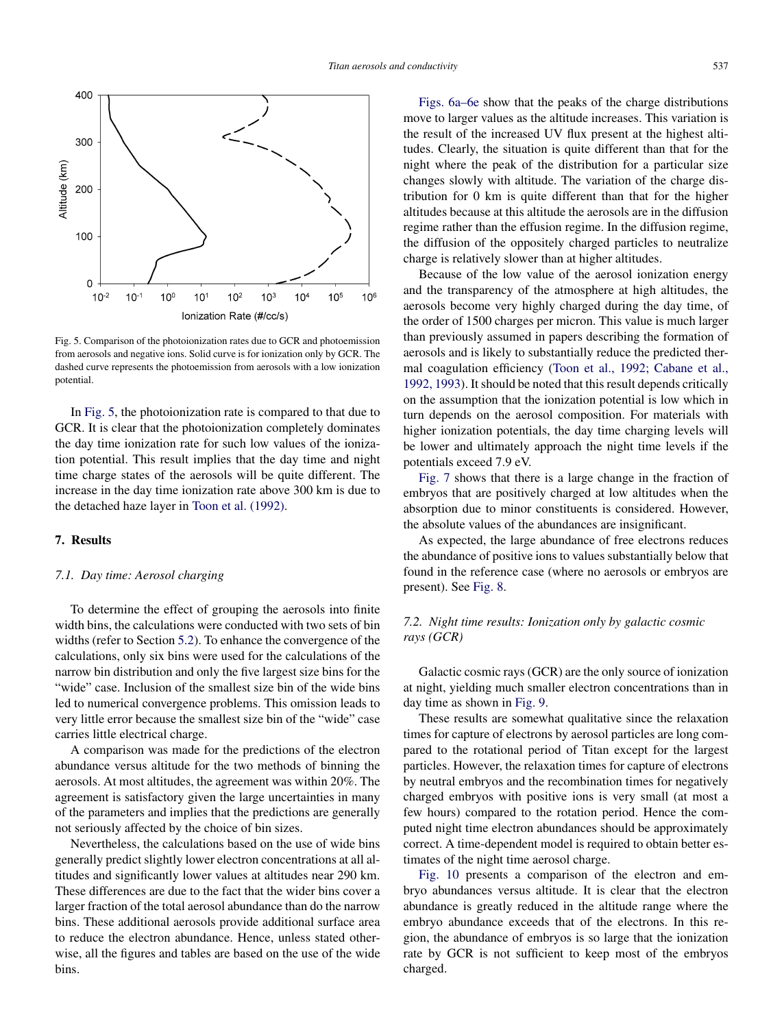400

300

200

100

0

Altitude (km)

$10^{-2}$ $10^{-1}$ $10^{0}$ $10^{1}$ $10^{2}$ $10^{3}$ $10^{4}$ $10^{5}$ $10^{6}$

Ionization Rate (#/cc/s)

Fig. 5. Comparison of the photoionization rates due to GCR and photoemission from aerosols and negative ions. Solid curve is for ionization only by GCR. The dashed curve represents the photoemission from aerosols with a low ionization potential.

In Fig. 5, the photoionization rate is compared to that due to GCR. It is clear that the photoionization completely dominates the day time ionization rate for such low values of the ionization potential. This result implies that the day time and night time charge states of the aerosols will be quite different. The increase in the day time ionization rate above 300 km is due to the detached haze layer in Toon et al. (1992).

## 7. Results

### 7.1. Day time: Aerosol charging

To determine the effect of grouping the aerosols into finite width bins, the calculations were conducted with two sets of bin widths (refer to Section 5.2). To enhance the convergence of the calculations, only six bins were used for the calculations of the narrow bin distribution and only the five largest size bins for the "wide" case. Inclusion of the smallest size bin of the wide bins led to numerical convergence problems. This omission leads to very little error because the smallest size bin of the "wide" case carries little electrical charge.

A comparison was made for the predictions of the electron abundance versus altitude for the two methods of binning the aerosols. At most altitudes, the agreement was within 20%. The agreement is satisfactory given the large uncertainties in many of the parameters and implies that the predictions are generally not seriously affected by the choice of bin sizes.

Nevertheless, the calculations based on the use of wide bins generally predict slightly lower electron concentrations at all altitudes and significantly lower values at altitudes near 290 km. These differences are due to the fact that the wider bins cover a larger fraction of the total aerosol abundance than do the narrow bins. These additional aerosols provide additional surface area to reduce the electron abundance. Hence, unless stated otherwise, all the figures and tables are based on the use of the wide bins.

Figs. 6a–6e show that the peaks of the charge distributions move to larger values as the altitude increases. This variation is the result of the increased UV flux present at the highest altitudes. Clearly, the situation is quite different than that for the night where the peak of the distribution for a particular size changes slowly with altitude. The variation of the charge distribution for 0 km is quite different than that for the higher altitudes because at this altitude the aerosols are in the diffusion regime rather than the effusion regime. In the diffusion regime, the diffusion of the oppositely charged particles to neutralize charge is relatively slower than at higher altitudes.

Because of the low value of the aerosol ionization energy and the transparency of the atmosphere at high altitudes, the aerosols become very highly charged during the day time, of the order of 1500 charges per micron. This value is much larger than previously assumed in papers describing the formation of aerosols and is likely to substantially reduce the predicted thermal coagulation efficiency (Toon et al., 1992; Cabane et al., 1992, 1993). It should be noted that this result depends critically on the assumption that the ionization potential is low which in turn depends on the aerosol composition. For materials with higher ionization potentials, the day time charging levels will be lower and ultimately approach the night time levels if the potentials exceed 7.9 eV.

Fig. 7 shows that there is a large change in the fraction of embryos that are positively charged at low altitudes when the absorption due to minor constituents is considered. However, the absolute values of the abundances are insignificant.

As expected, the large abundance of free electrons reduces the abundance of positive ions to values substantially below that found in the reference case (where no aerosols or embryos are present). See Fig. 8.

### 7.2. Night time results: Ionization only by galactic cosmic rays (GCR)

Galactic cosmic rays (GCR) are the only source of ionization at night, yielding much smaller electron concentrations than in day time as shown in Fig. 9.

These results are somewhat qualitative since the relaxation times for capture of electrons by aerosol particles are long compared to the rotational period of Titan except for the largest particles. However, the relaxation times for capture of electrons by neutral embryos and the recombination times for negatively charged embryos with positive ions is very small (at most a few hours) compared to the rotation period. Hence the computed night time electron abundances should be approximately correct. A time-dependent model is required to obtain better estimates of the night time aerosol charge.

Fig. 10 presents a comparison of the electron and embryo abundances versus altitude. It is clear that the electron abundance is greatly reduced in the altitude range where the embryo abundance exceeds that of the electrons. In this region, the abundance of embryos is so large that the ionization rate by GCR is not sufficient to keep most of the embryos charged.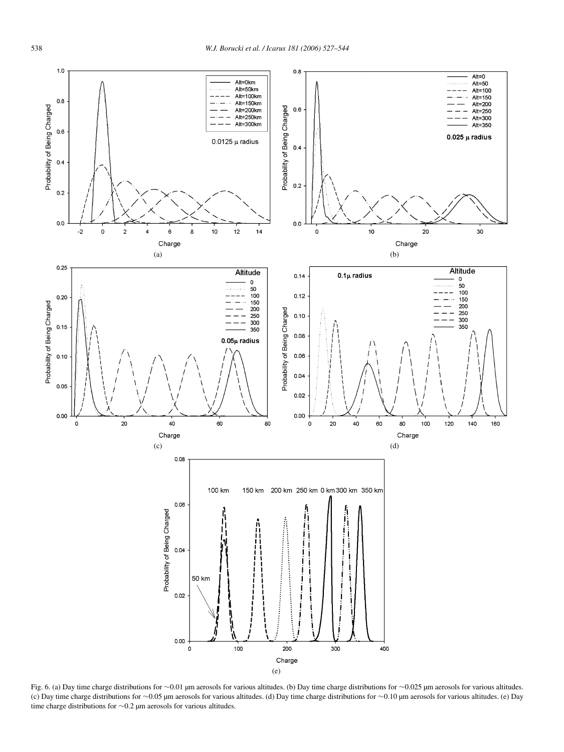Fig. 6. (a) Day time charge distributions for ∼0.01 µm aerosols for various altitudes. (b) Day time charge distributions for ∼0.025 µm aerosols for various altitudes. (c) Day time charge distributions for ∼0.05 µm aerosols for various altitudes. (d) Day time charge distributions for ∼0.10 µm aerosols for various altitudes. (e) Day time charge distributions for ∼0.2 µm aerosols for various altitudes.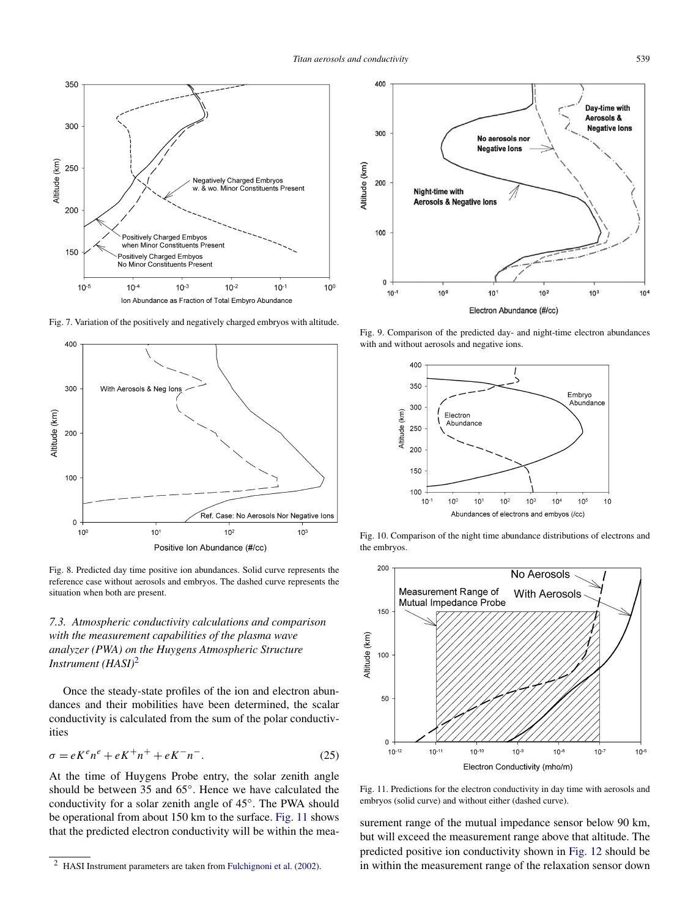Fig. 7. Variation of the positively and negatively charged embryos with altitude.

Fig. 8. Predicted day time positive ion abundances. Solid curve represents the reference case without aerosols and embryos. The dashed curve represents the situation when both are present.

### 7.3. Atmospheric conductivity calculations and comparison with the measurement capabilities of the plasma wave analyzer (PWA) on the Huygens Atmospheric Structure Instrument (HASI)[2]

Once the steady-state profiles of the ion and electron abundances and their mobilities have been determined, the scalar conductivity is calculated from the sum of the polar conductivities

$$\sigma = eK^e n^e + eK^+ n^+ + eK^- n^-. \quad (25)$$

At the time of Huygens Probe entry, the solar zenith angle should be between 35 and 65°. Hence we have calculated the conductivity for a solar zenith angle of 45°. The PWA should be operational from about 150 km to the surface. Fig. 11 shows that the predicted electron conductivity will be within the measurement range of the mutual impedance sensor below 90 km, but will exceed the measurement range above that altitude. The predicted positive ion conductivity shown in Fig. 12 should be in within the measurement range of the relaxation sensor down

[2] HASI Instrument parameters are taken from Fulchignoni et al. (2002).

Fig. 9. Comparison of the predicted day- and night-time electron abundances with and without aerosols and negative ions.

Fig. 10. Comparison of the night time abundance distributions of electrons and the embryos.

Fig. 11. Predictions for the electron conductivity in day time with aerosols and embryos (solid curve) and without either (dashed curve).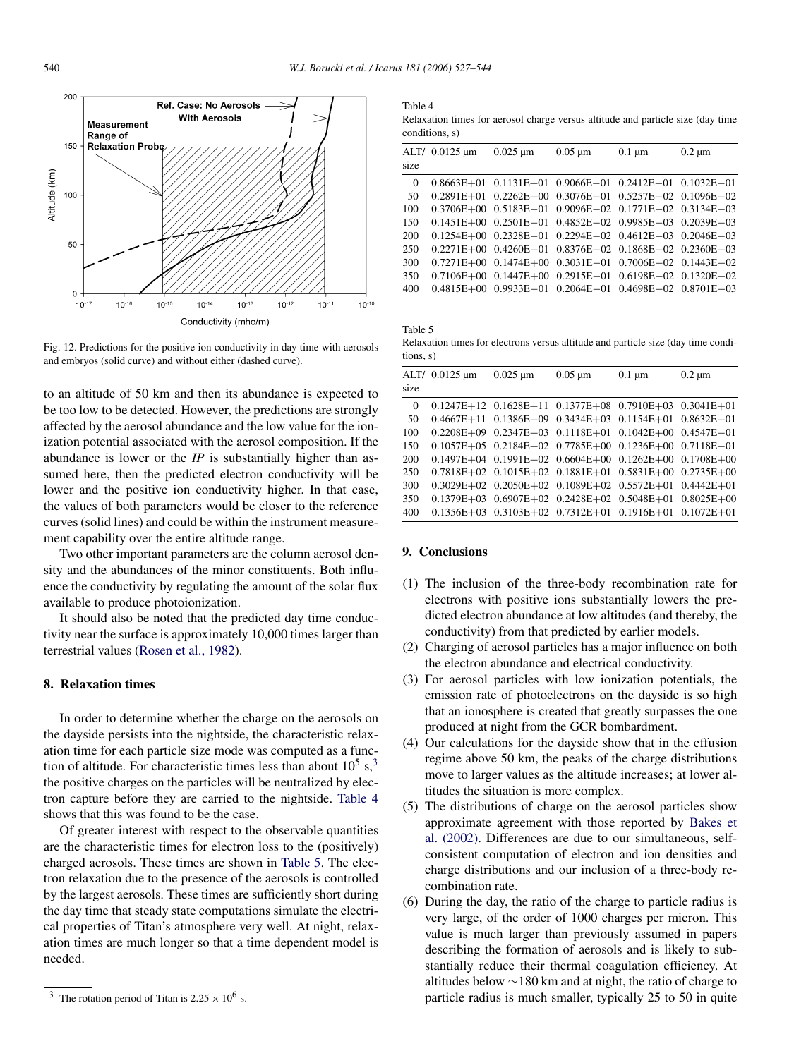Fig. 12. Predictions for the positive ion conductivity in day time with aerosols and embryos (solid curve) and without either (dashed curve).

to an altitude of 50 km and then its abundance is expected to be too low to be detected. However, the predictions are strongly affected by the aerosol abundance and the low value for the ionization potential associated with the aerosol composition. If the abundance is lower or the *IP* is substantially higher than assumed here, then the predicted electron conductivity will be lower and the positive ion conductivity higher. In that case, the values of both parameters would be closer to the reference curves (solid lines) and could be within the instrument measurement capability over the entire altitude range.

Two other important parameters are the column aerosol density and the abundances of the minor constituents. Both influence the conductivity by regulating the amount of the solar flux available to produce photoionization.

It should also be noted that the predicted day time conductivity near the surface is approximately 10,000 times larger than terrestrial values (Rosen et al., 1982).

## 8. Relaxation times

In order to determine whether the charge on the aerosols on the dayside persists into the nightside, the characteristic relaxation time for each particle size mode was computed as a function of altitude. For characteristic times less than about $10^5$ s,[3] the positive charges on the particles will be neutralized by electron capture before they are carried to the nightside. Table 4 shows that this was found to be the case.

Of greater interest with respect to the observable quantities are the characteristic times for electron loss to the (positively) charged aerosols. These times are shown in Table 5. The electron relaxation due to the presence of the aerosols is controlled by the largest aerosols. These times are sufficiently short during the day time that steady state computations simulate the electrical properties of Titan's atmosphere very well. At night, relaxation times are much longer so that a time dependent model is needed.

[3] The rotation period of Titan is $2.25 \times 10^6$ s.

Table 4
Relaxation times for aerosol charge versus altitude and particle size (day time conditions, s)

| ALT/ size | 0.0125 μm | 0.025 μm | 0.05 μm | 0.1 μm | 0.2 μm |
|---|---|---|---|---|---|
| 0 | 0.8663E+01 | 0.1131E+01 | 0.9066E−01 | 0.2412E−01 | 0.1032E−01 |
| 50 | 0.2891E+01 | 0.2262E+00 | 0.3076E−01 | 0.5257E−02 | 0.1096E−02 |
| 100 | 0.3706E+00 | 0.5183E−01 | 0.9096E−02 | 0.1771E−02 | 0.3134E−03 |
| 150 | 0.1451E+00 | 0.2501E−01 | 0.4852E−02 | 0.9985E−03 | 0.2039E−03 |
| 200 | 0.1254E+00 | 0.2328E−01 | 0.2294E−02 | 0.4612E−03 | 0.2046E−03 |
| 250 | 0.2271E+00 | 0.4260E−01 | 0.8376E−02 | 0.1868E−02 | 0.2360E−03 |
| 300 | 0.7271E+00 | 0.1474E+00 | 0.3031E−01 | 0.7006E−02 | 0.1443E−02 |
| 350 | 0.7106E+00 | 0.1447E+00 | 0.2915E−01 | 0.6198E−02 | 0.1320E−02 |
| 400 | 0.4815E+00 | 0.9933E−01 | 0.2064E−01 | 0.4698E−02 | 0.8701E−03 |

Table 5
Relaxation times for electrons versus altitude and particle size (day time conditions, s)

| ALT/ size | 0.0125 μm | 0.025 μm | 0.05 μm | 0.1 μm | 0.2 μm |
|---|---|---|---|---|---|
| 0 | 0.1247E+12 | 0.1628E+11 | 0.1377E+08 | 0.7910E+03 | 0.3041E+01 |
| 50 | 0.4667E+11 | 0.1386E+09 | 0.3434E+03 | 0.1154E+01 | 0.8632E−01 |
| 100 | 0.2208E+09 | 0.2347E+03 | 0.1118E+01 | 0.1042E+00 | 0.4547E−01 |
| 150 | 0.1057E+05 | 0.2184E+02 | 0.7785E+00 | 0.1236E+00 | 0.7118E−01 |
| 200 | 0.1497E+04 | 0.1991E+02 | 0.6604E+00 | 0.1262E+00 | 0.1708E+00 |
| 250 | 0.7818E+02 | 0.1015E+02 | 0.1881E+01 | 0.5831E+00 | 0.2735E+00 |
| 300 | 0.3029E+02 | 0.2050E+02 | 0.1089E+02 | 0.5572E+01 | 0.4442E+01 |
| 350 | 0.1379E+03 | 0.6907E+02 | 0.2428E+02 | 0.5048E+01 | 0.8025E+00 |
| 400 | 0.1356E+03 | 0.3103E+02 | 0.7312E+01 | 0.1916E+01 | 0.1072E+01 |

## 9. Conclusions

(1) The inclusion of the three-body recombination rate for electrons with positive ions substantially lowers the predicted electron abundance at low altitudes (and thereby, the conductivity) from that predicted by earlier models.
(2) Charging of aerosol particles has a major influence on both the electron abundance and electrical conductivity.
(3) For aerosol particles with low ionization potentials, the emission rate of photoelectrons on the dayside is so high that an ionosphere is created that greatly surpasses the one produced at night from the GCR bombardment.
(4) Our calculations for the dayside show that in the effusion regime above 50 km, the peaks of the charge distributions move to larger values as the altitude increases; at lower altitudes the situation is more complex.
(5) The distributions of charge on the aerosol particles show approximate agreement with those reported by Bakes et al. (2002). Differences are due to our simultaneous, self-consistent computation of electron and ion densities and charge distributions and our inclusion of a three-body recombination rate.
(6) During the day, the ratio of the charge to particle radius is very large, of the order of 1000 charges per micron. This value is much larger than previously assumed in papers describing the formation of aerosols and is likely to substantially reduce their thermal coagulation efficiency. At altitudes below ∼180 km and at night, the ratio of charge to particle radius is much smaller, typically 25 to 50 in quite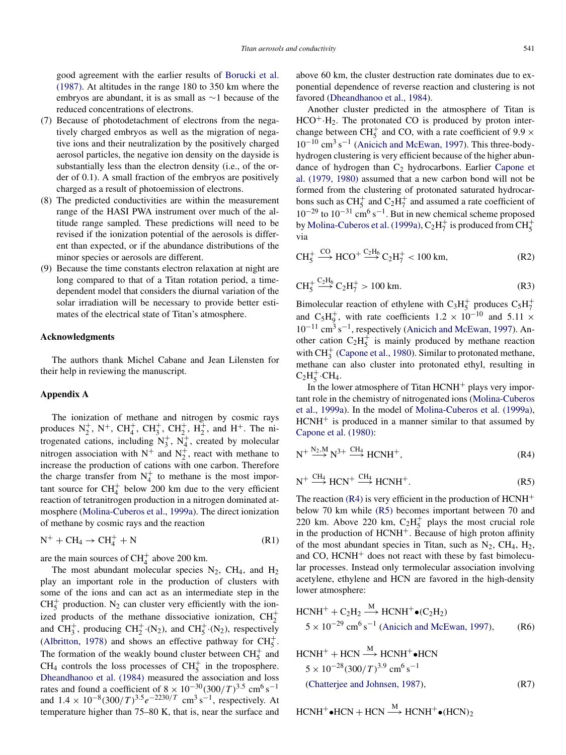good agreement with the earlier results of Borucki et al. (1987). At altitudes in the range 180 to 350 km where the embryos are abundant, it is as small as ∼1 because of the reduced concentrations of electrons.

(7) Because of photodetachment of electrons from the negatively charged embryos as well as the migration of negative ions and their neutralization by the positively charged aerosol particles, the negative ion density on the dayside is substantially less than the electron density (i.e., of the order of 0.1). A small fraction of the embryos are positively charged as a result of photoemission of electrons.

(8) The predicted conductivities are within the measurement range of the HASI PWA instrument over much of the altitude range sampled. These predictions will need to be revised if the ionization potential of the aerosols is different than expected, or if the abundance distributions of the minor species or aerosols are different.

(9) Because the time constants electron relaxation at night are long compared to that of a Titan rotation period, a time-dependent model that considers the diurnal variation of the solar irradiation will be necessary to provide better estimates of the electrical state of Titan's atmosphere.

## Acknowledgments

The authors thank Michel Cabane and Jean Lilensten for their help in reviewing the manuscript.

## Appendix A

The ionization of methane and nitrogen by cosmic rays produces $N_2^+$, $N^+$, $CH_4^+$, $CH_3^+$, $CH_2^+$, $H_2^+$, and $H^+$. The nitrogenated cations, including $N_3^+$, $N_4^+$, created by molecular nitrogen association with $N^+$ and $N_2^+$, react with methane to increase the production of cations with one carbon. Therefore the charge transfer from $N_4^+$ to methane is the most important source for $CH_4^+$ below 200 km due to the very efficient reaction of tetranitrogen production in a nitrogen dominated atmosphere (Molina-Cuberos et al., 1999a). The direct ionization of methane by cosmic rays and the reaction

$$N^+ + CH_4 \rightarrow CH_4^+ + N \tag{R1}$$

are the main sources of $CH_4^+$ above 200 km.

The most abundant molecular species $N_2$, $CH_4$, and $H_2$ play an important role in the production of clusters with some of the ions and can act as an intermediate step in the $CH_5^+$ production. $N_2$ can cluster very efficiently with the ionized products of the methane dissociative ionization, $CH_2^+$ and $CH_3^+$, producing $CH_2^+{\cdot}(N_2)$, and $CH_5^+{\cdot}(N_2)$, respectively (Albritton, 1978) and shows an effective pathway for $CH_5^+$. The formation of the weakly bound cluster between $CH_5^+$ and $CH_4$ controls the loss processes of $CH_5^+$ in the troposphere. Dheandhanoo et al. (1984) measured the association and loss rates and found a coefficient of $8 \times 10^{-30}(300/T)^{3.5}$ $cm^6\,s^{-1}$ and $1.4 \times 10^{-8}(300/T)^{3.5}e^{-2230/T}$ $cm^3\,s^{-1}$, respectively. At temperature higher than 75–80 K, that is, near the surface and above 60 km, the cluster destruction rate dominates due to exponential dependence of reverse reaction and clustering is not favored (Dheandhanoo et al., 1984).

Another cluster predicted in the atmosphere of Titan is $HCO^+{\cdot}H_2$. The protonated CO is produced by proton interchange between $CH_5^+$ and CO, with a rate coefficient of $9.9 \times 10^{-10}$ $cm^3\,s^{-1}$ (Anicich and McEwan, 1997). This three-body-hydrogen clustering is very efficient because of the higher abundance of hydrogen than $C_2$ hydrocarbons. Earlier Capone et al. (1979, 1980) assumed that a new carbon bond will not be formed from the clustering of protonated saturated hydrocarbons such as $CH_5^+$ and $C_2H_7^+$ and assumed a rate coefficient of $10^{-29}$ to $10^{-31}$ $cm^6\,s^{-1}$. But in new chemical scheme proposed by Molina-Cuberos et al. (1999a), $C_2H_7^+$ is produced from $CH_5^+$ via

$$CH_5^+ \xrightarrow{CO} HCO^+ \xrightarrow{C_2H_6} C_2H_7^+ < 100\text{ km}, \tag{R2}$$

$$CH_5^+ \xrightarrow{C_2H_6} C_2H_7^+ > 100\text{ km}. \tag{R3}$$

Bimolecular reaction of ethylene with $C_3H_5^+$ produces $C_5H_7^+$ and $C_5H_9^+$, with rate coefficients $1.2 \times 10^{-10}$ and $5.11 \times 10^{-11}$ $cm^3\,s^{-1}$, respectively (Anicich and McEwan, 1997). Another cation $C_2H_5^+$ is mainly produced by methane reaction with $CH_3^+$ (Capone et al., 1980). Similar to protonated methane, methane can also cluster into protonated ethyl, resulting in $C_2H_5^+{\cdot}CH_4$.

In the lower atmosphere of Titan $HCNH^+$ plays very important role in the chemistry of nitrogenated ions (Molina-Cuberos et al., 1999a). In the model of Molina-Cuberos et al. (1999a), $HCNH^+$ is produced in a manner similar to that assumed by Capone et al. (1980):

$$N^+ \xrightarrow{N_2,M} N^{3+} \xrightarrow{CH_4} HCNH^+, \tag{R4}$$

$$N^+ \xrightarrow{CH_4} HCN^+ \xrightarrow{CH_4} HCNH^+. \tag{R5}$$

The reaction (R4) is very efficient in the production of $HCNH^+$ below 70 km while (R5) becomes important between 70 and 220 km. Above 220 km, $C_2H_5^+$ plays the most crucial role in the production of $HCNH^+$. Because of high proton affinity of the most abundant species in Titan, such as $N_2$, $CH_4$, $H_2$, and CO, $HCNH^+$ does not react with these by fast bimolecular processes. Instead only termolecular association involving acetylene, ethylene and HCN are favored in the high-density lower atmosphere:

$$HCNH^+ + C_2H_2 \xrightarrow{M} HCNH^+{\bullet}(C_2H_2)$$
$$5 \times 10^{-29}\ cm^6\,s^{-1}\ \text{(Anicich and McEwan, 1997)}, \tag{R6}$$

$$HCNH^+ + HCN \xrightarrow{M} HCNH^+{\bullet}HCN$$
$$5 \times 10^{-28}(300/T)^{3.9}\ cm^6\,s^{-1}$$
$$\text{(Chatterjee and Johnsen, 1987)}, \tag{R7}$$

$$HCNH^+{\bullet}HCN + HCN \xrightarrow{M} HCNH^+{\bullet}(HCN)_2$$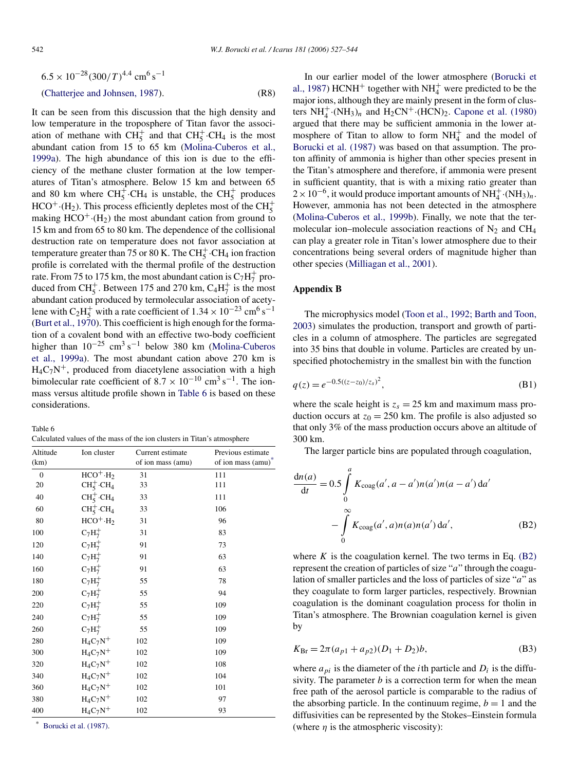$6.5 \times 10^{-28}(300/T)^{4.4}$ cm$^6$ s$^{-1}$ (Chatterjee and Johnsen, 1987). (R8)

It can be seen from this discussion that the high density and low temperature in the troposphere of Titan favor the association of methane with $CH_5^+$ and that $CH_5^+ \cdot CH_4$ is the most abundant cation from 15 to 65 km (Molina-Cuberos et al., 1999a). The high abundance of this ion is due to the efficiency of the methane cluster formation at the low temperatures of Titan's atmosphere. Below 15 km and between 65 and 80 km where $CH_5^+ \cdot CH_4$ is unstable, the $CH_5^+$ produces $HCO^+ \cdot (H_2)$. This process efficiently depletes most of the $CH_5^+$ making $HCO^+ \cdot (H_2)$ the most abundant cation from ground to 15 km and from 65 to 80 km. The dependence of the collisional destruction rate on temperature does not favor association at temperature greater than 75 or 80 K. The $CH_5^+ \cdot CH_4$ ion fraction profile is correlated with the thermal profile of the destruction rate. From 75 to 175 km, the most abundant cation is $C_7H_7^+$ produced from $CH_5^+$. Between 175 and 270 km, $C_4H_7^+$ is the most abundant cation produced by termolecular association of acetylene with $C_2H_5^+$ with a rate coefficient of $1.34 \times 10^{-23}$ cm$^6$ s$^{-1}$ (Burt et al., 1970). This coefficient is high enough for the formation of a covalent bond with an effective two-body coefficient higher than $10^{-25}$ cm$^3$ s$^{-1}$ below 380 km (Molina-Cuberos et al., 1999a). The most abundant cation above 270 km is $H_4C_7N^+$, produced from diacetylene association with a high bimolecular rate coefficient of $8.7 \times 10^{-10}$ cm$^3$ s$^{-1}$. The ion-mass versus altitude profile shown in Table 6 is based on these considerations.

Table 6
Calculated values of the mass of the ion clusters in Titan's atmosphere

| Altitude (km) | Ion cluster | Current estimate of ion mass (amu) | Previous estimate of ion mass (amu)* |
|---|---|---|---|
| 0 | $HCO^+ \cdot H_2$ | 31 | 111 |
| 20 | $CH_5^+ \cdot CH_4$ | 33 | 111 |
| 40 | $CH_5^+ \cdot CH_4$ | 33 | 111 |
| 60 | $CH_5^+ \cdot CH_4$ | 33 | 106 |
| 80 | $HCO^+ \cdot H_2$ | 31 | 96 |
| 100 | $C_7H_7^+$ | 31 | 83 |
| 120 | $C_7H_7^+$ | 91 | 73 |
| 140 | $C_7H_7^+$ | 91 | 63 |
| 160 | $C_7H_7^+$ | 91 | 63 |
| 180 | $C_7H_7^+$ | 55 | 78 |
| 200 | $C_7H_7^+$ | 55 | 94 |
| 220 | $C_7H_7^+$ | 55 | 109 |
| 240 | $C_7H_7^+$ | 55 | 109 |
| 260 | $C_7H_7^+$ | 55 | 109 |
| 280 | $H_4C_7N^+$ | 102 | 109 |
| 300 | $H_4C_7N^+$ | 102 | 109 |
| 320 | $H_4C_7N^+$ | 102 | 108 |
| 340 | $H_4C_7N^+$ | 102 | 104 |
| 360 | $H_4C_7N^+$ | 102 | 101 |
| 380 | $H_4C_7N^+$ | 102 | 97 |
| 400 | $H_4C_7N^+$ | 102 | 93 |

* Borucki et al. (1987).

In our earlier model of the lower atmosphere (Borucki et al., 1987) $HCNH^+$ together with $NH_4^+$ were predicted to be the major ions, although they are mainly present in the form of clusters $NH_4^+ \cdot (NH_3)_n$ and $H_2CN^+ \cdot (HCN)_2$. Capone et al. (1980) argued that there may be sufficient ammonia in the lower atmosphere of Titan to allow to form $NH_4^+$ and the model of Borucki et al. (1987) was based on that assumption. The proton affinity of ammonia is higher than other species present in the Titan's atmosphere and therefore, if ammonia were present in sufficient quantity, that is with a mixing ratio greater than $2 \times 10^{-6}$, it would produce important amounts of $NH_4^+ \cdot (NH_3)_n$. However, ammonia has not been detected in the atmosphere (Molina-Cuberos et al., 1999b). Finally, we note that the termolecular ion–molecule association reactions of $N_2$ and $CH_4$ can play a greater role in Titan's lower atmosphere due to their concentrations being several orders of magnitude higher than other species (Milligan et al., 2001).

## Appendix B

The microphysics model (Toon et al., 1992; Barth and Toon, 2003) simulates the production, transport and growth of particles in a column of atmosphere. The particles are segregated into 35 bins that double in volume. Particles are created by unspecified photochemistry in the smallest bin with the function

$$q(z) = e^{-0.5((z-z_0)/z_s)^2}, \tag{B1}$$

where the scale height is $z_s = 25$ km and maximum mass production occurs at $z_0 = 250$ km. The profile is also adjusted so that only 3% of the mass production occurs above an altitude of 300 km.

The larger particle bins are populated through coagulation,

$$\frac{dn(a)}{dt} = 0.5 \int_0^a K_{coag}(a', a-a')n(a')n(a-a')\,da' - \int_0^\infty K_{coag}(a', a)n(a)n(a')\,da', \tag{B2}$$

where $K$ is the coagulation kernel. The two terms in Eq. (B2) represent the creation of particles of size "$a$" through the coagulation of smaller particles and the loss of particles of size "$a$" as they coagulate to form larger particles, respectively. Brownian coagulation is the dominant coagulation process for tholin in Titan's atmosphere. The Brownian coagulation kernel is given by

$$K_{Br} = 2\pi(a_{p1} + a_{p2})(D_1 + D_2)b, \tag{B3}$$

where $a_{pi}$ is the diameter of the $i$th particle and $D_i$ is the diffusivity. The parameter $b$ is a correction term for when the mean free path of the aerosol particle is comparable to the radius of the absorbing particle. In the continuum regime, $b = 1$ and the diffusivities can be represented by the Stokes–Einstein formula (where $\eta$ is the atmospheric viscosity):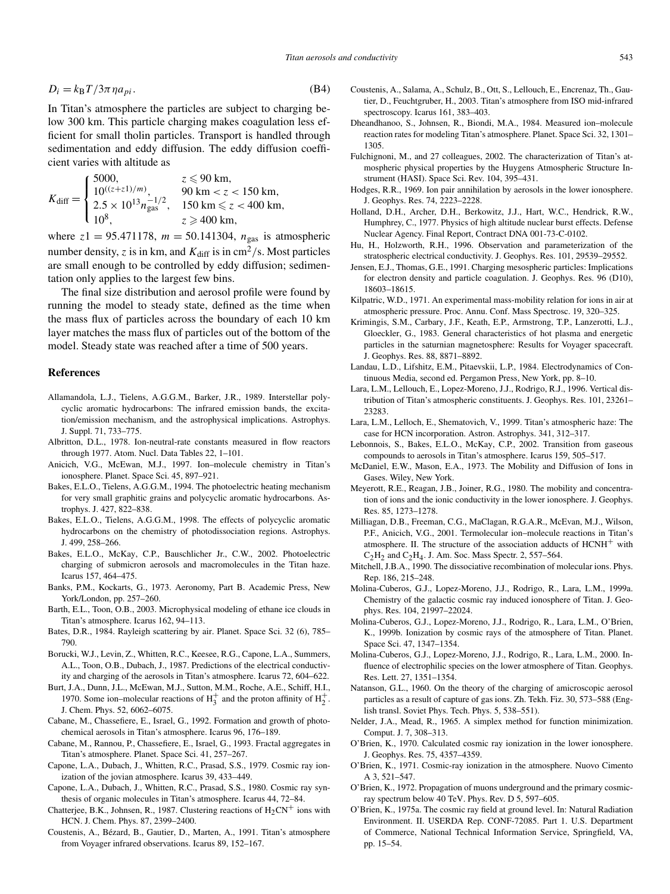$$D_i = k_B T / 3\pi \eta a_{pi}. \tag{B4}$$

In Titan's atmosphere the particles are subject to charging below 300 km. This particle charging makes coagulation less efficient for small tholin particles. Transport is handled through sedimentation and eddy diffusion. The eddy diffusion coefficient varies with altitude as

$$K_{\text{diff}} = \begin{cases} 5000, & z \leqslant 90 \text{ km}, \\ 10^{((z+z1)/m)}, & 90 \text{ km} < z < 150 \text{ km}, \\ 2.5 \times 10^{13} n_{\text{gas}}^{-1/2}, & 150 \text{ km} \leqslant z < 400 \text{ km}, \\ 10^{8}, & z \geqslant 400 \text{ km}, \end{cases}$$

where $z1 = 95.471178$, $m = 50.141304$, $n_{\text{gas}}$ is atmospheric number density, $z$ is in km, and $K_{\text{diff}}$ is in $\text{cm}^2/\text{s}$. Most particles are small enough to be controlled by eddy diffusion; sedimentation only applies to the largest few bins.

The final size distribution and aerosol profile were found by running the model to steady state, defined as the time when the mass flux of particles across the boundary of each 10 km layer matches the mass flux of particles out of the bottom of the model. Steady state was reached after a time of 500 years.

## References

Allamandola, L.J., Tielens, A.G.G.M., Barker, J.R., 1989. Interstellar polycyclic aromatic hydrocarbons: The infrared emission bands, the excitation/emission mechanism, and the astrophysical implications. Astrophys. J. Suppl. 71, 733–775.

Albritton, D.L., 1978. Ion-neutral-rate constants measured in flow reactors through 1977. Atom. Nucl. Data Tables 22, 1–101.

Anicich, V.G., McEwan, M.J., 1997. Ion–molecule chemistry in Titan's ionosphere. Planet. Space Sci. 45, 897–921.

Bakes, E.L.O., Tielens, A.G.G.M., 1994. The photoelectric heating mechanism for very small graphitic grains and polycyclic aromatic hydrocarbons. Astrophys. J. 427, 822–838.

Bakes, E.L.O., Tielens, A.G.G.M., 1998. The effects of polycyclic aromatic hydrocarbons on the chemistry of photodissociation regions. Astrophys. J. 499, 258–266.

Bakes, E.L.O., McKay, C.P., Bauschlicher Jr., C.W., 2002. Photoelectric charging of submicron aerosols and macromolecules in the Titan haze. Icarus 157, 464–475.

Banks, P.M., Kockarts, G., 1973. Aeronomy, Part B. Academic Press, New York/London, pp. 257–260.

Barth, E.L., Toon, O.B., 2003. Microphysical modeling of ethane ice clouds in Titan's atmosphere. Icarus 162, 94–113.

Bates, D.R., 1984. Rayleigh scattering by air. Planet. Space Sci. 32 (6), 785–790.

Borucki, W.J., Levin, Z., Whitten, R.C., Keesee, R.G., Capone, L.A., Summers, A.L., Toon, O.B., Dubach, J., 1987. Predictions of the electrical conductivity and charging of the aerosols in Titan's atmosphere. Icarus 72, 604–622.

Burt, J.A., Dunn, J.L., McEwan, M.J., Sutton, M.M., Roche, A.E., Schiff, H.I., 1970. Some ion–molecular reactions of $H_3^+$ and the proton affinity of $H_2^+$. J. Chem. Phys. 52, 6062–6075.

Cabane, M., Chassefiere, E., Israel, G., 1992. Formation and growth of photochemical aerosols in Titan's atmosphere. Icarus 96, 176–189.

Cabane, M., Rannou, P., Chassefiere, E., Israel, G., 1993. Fractal aggregates in Titan's atmosphere. Planet. Space Sci. 41, 257–267.

Capone, L.A., Dubach, J., Whitten, R.C., Prasad, S.S., 1979. Cosmic ray ionization of the jovian atmosphere. Icarus 39, 433–449.

Capone, L.A., Dubach, J., Whitten, R.C., Prasad, S.S., 1980. Cosmic ray synthesis of organic molecules in Titan's atmosphere. Icarus 44, 72–84.

Chatterjee, B.K., Johnsen, R., 1987. Clustering reactions of $H_2CN^+$ ions with HCN. J. Chem. Phys. 87, 2399–2400.

Coustenis, A., Bézard, B., Gautier, D., Marten, A., 1991. Titan's atmosphere from Voyager infrared observations. Icarus 89, 152–167.

Coustenis, A., Salama, A., Schulz, B., Ott, S., Lellouch, E., Encrenaz, Th., Gautier, D., Feuchtgruber, H., 2003. Titan's atmosphere from ISO mid-infrared spectroscopy. Icarus 161, 383–403.

Dheandhanoo, S., Johnsen, R., Biondi, M.A., 1984. Measured ion–molecule reaction rates for modeling Titan's atmosphere. Planet. Space Sci. 32, 1301–1305.

Fulchignoni, M., and 27 colleagues, 2002. The characterization of Titan's atmospheric physical properties by the Huygens Atmospheric Structure Instrument (HASI). Space Sci. Rev. 104, 395–431.

Hodges, R.R., 1969. Ion pair annihilation by aerosols in the lower ionosphere. J. Geophys. Res. 74, 2223–2228.

Holland, D.H., Archer, D.H., Berkowitz, J.J., Hart, W.C., Hendrick, R.W., Humphrey, C., 1977. Physics of high altitude nuclear burst effects. Defense Nuclear Agency. Final Report, Contract DNA 001-73-C-0102.

Hu, H., Holzworth, R.H., 1996. Observation and parameterization of the stratospheric electrical conductivity. J. Geophys. Res. 101, 29539–29552.

Jensen, E.J., Thomas, G.E., 1991. Charging mesospheric particles: Implications for electron density and particle coagulation. J. Geophys. Res. 96 (D10), 18603–18615.

Kilpatric, W.D., 1971. An experimental mass-mobility relation for ions in air at atmospheric pressure. Proc. Annu. Conf. Mass Spectrosc. 19, 320–325.

Krimingis, S.M., Carbary, J.F., Keath, E.P., Armstrong, T.P., Lanzerotti, L.J., Gloeckler, G., 1983. General characteristics of hot plasma and energetic particles in the saturnian magnetosphere: Results for Voyager spacecraft. J. Geophys. Res. 88, 8871–8892.

Landau, L.D., Lifshitz, E.M., Pitaevskii, L.P., 1984. Electrodynamics of Continuous Media, second ed. Pergamon Press, New York, pp. 8–10.

Lara, L.M., Lellouch, E., Lopez-Moreno, J.J., Rodrigo, R.J., 1996. Vertical distribution of Titan's atmospheric constituents. J. Geophys. Res. 101, 23261–23283.

Lara, L.M., Lelloch, E., Shematovich, V., 1999. Titan's atmospheric haze: The case for HCN incorporation. Astron. Astrophys. 341, 312–317.

Lebonnois, S., Bakes, E.L.O., McKay, C.P., 2002. Transition from gaseous compounds to aerosols in Titan's atmosphere. Icarus 159, 505–517.

McDaniel, E.W., Mason, E.A., 1973. The Mobility and Diffusion of Ions in Gases. Wiley, New York.

Meyerott, R.E., Reagan, J.B., Joiner, R.G., 1980. The mobility and concentration of ions and the ionic conductivity in the lower ionosphere. J. Geophys. Res. 85, 1273–1278.

Milligan, D.B., Freeman, C.G., MaClagan, R.G.A.R., McEvan, M.J., Wilson, P.F., Anicich, V.G., 2001. Termolecular ion–molecule reactions in Titan's atmosphere. II. The structure of the association adducts of $HCNH^+$ with $C_2H_2$ and $C_2H_4$. J. Am. Soc. Mass Spectr. 2, 557–564.

Mitchell, J.B.A., 1990. The dissociative recombination of molecular ions. Phys. Rep. 186, 215–248.

Molina-Cuberos, G.J., Lopez-Moreno, J.J., Rodrigo, R., Lara, L.M., 1999a. Chemistry of the galactic cosmic ray induced ionosphere of Titan. J. Geophys. Res. 104, 21997–22024.

Molina-Cuberos, G.J., Lopez-Moreno, J.J., Rodrigo, R., Lara, L.M., O'Brien, K., 1999b. Ionization by cosmic rays of the atmosphere of Titan. Planet. Space Sci. 47, 1347–1354.

Molina-Cuberos, G.J., Lopez-Moreno, J.J., Rodrigo, R., Lara, L.M., 2000. Influence of electrophilic species on the lower atmosphere of Titan. Geophys. Res. Lett. 27, 1351–1354.

Natanson, G.L., 1960. On the theory of the charging of amicroscopic aerosol particles as a result of capture of gas ions. Zh. Tekh. Fiz. 30, 573–588 (English transl. Soviet Phys. Tech. Phys. 5, 538–551).

Nelder, J.A., Mead, R., 1965. A simplex method for function minimization. Comput. J. 7, 308–313.

O'Brien, K., 1970. Calculated cosmic ray ionization in the lower ionosphere. J. Geophys. Res. 75, 4357–4359.

O'Brien, K., 1971. Cosmic-ray ionization in the atmosphere. Nuovo Cimento A 3, 521–547.

O'Brien, K., 1972. Propagation of muons underground and the primary cosmic-ray spectrum below 40 TeV. Phys. Rev. D 5, 597–605.

O'Brien, K., 1975a. The cosmic ray field at ground level. In: Natural Radiation Environment. II. USERDA Rep. CONF-72085. Part 1. U.S. Department of Commerce, National Technical Information Service, Springfield, VA, pp. 15–54.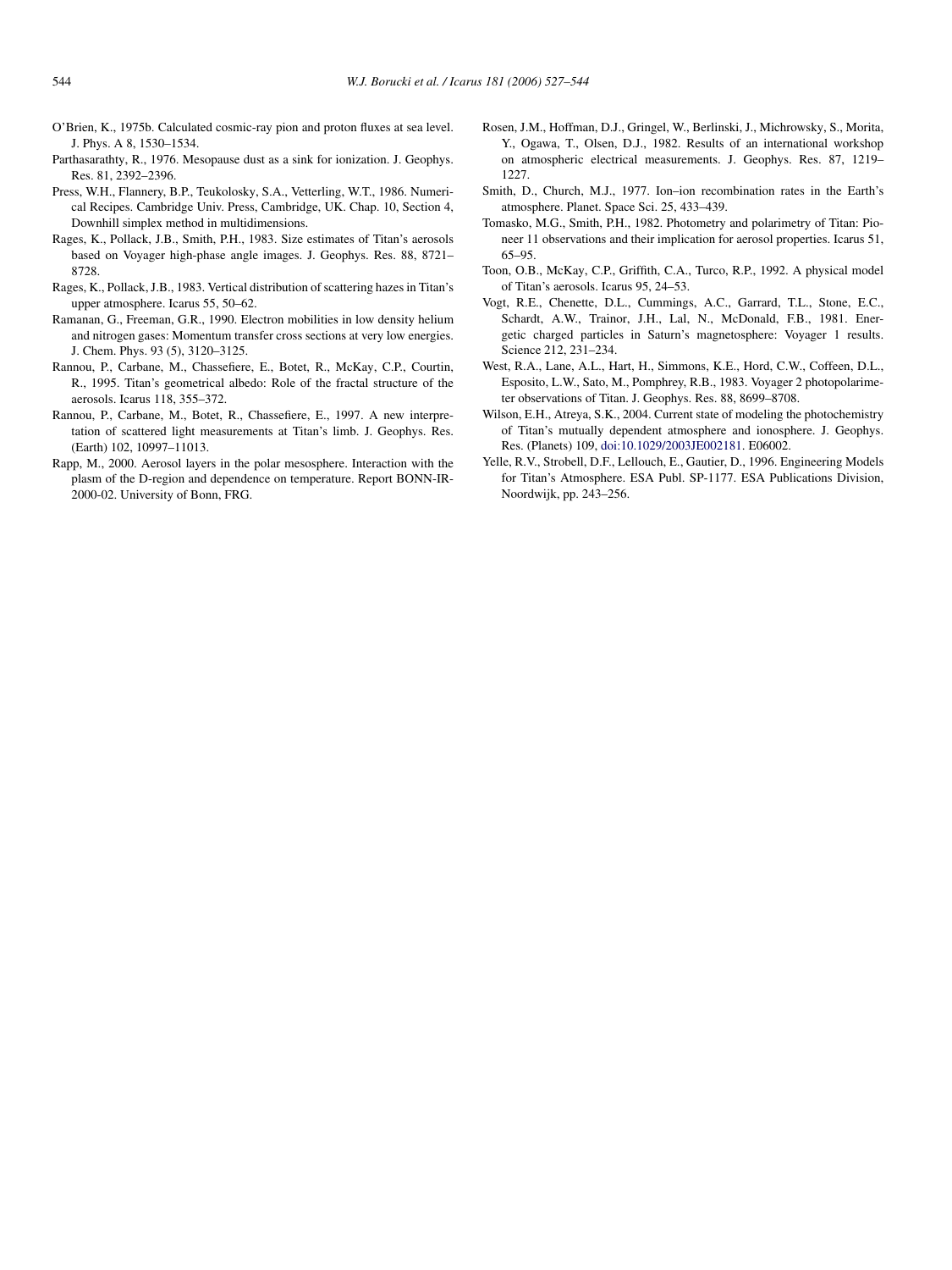O'Brien, K., 1975b. Calculated cosmic-ray pion and proton fluxes at sea level. J. Phys. A 8, 1530–1534.

Parthasarathty, R., 1976. Mesopause dust as a sink for ionization. J. Geophys. Res. 81, 2392–2396.

Press, W.H., Flannery, B.P., Teukolosky, S.A., Vetterling, W.T., 1986. Numerical Recipes. Cambridge Univ. Press, Cambridge, UK. Chap. 10, Section 4, Downhill simplex method in multidimensions.

Rages, K., Pollack, J.B., Smith, P.H., 1983. Size estimates of Titan's aerosols based on Voyager high-phase angle images. J. Geophys. Res. 88, 8721–8728.

Rages, K., Pollack, J.B., 1983. Vertical distribution of scattering hazes in Titan's upper atmosphere. Icarus 55, 50–62.

Ramanan, G., Freeman, G.R., 1990. Electron mobilities in low density helium and nitrogen gases: Momentum transfer cross sections at very low energies. J. Chem. Phys. 93 (5), 3120–3125.

Rannou, P., Carbane, M., Chassefiere, E., Botet, R., McKay, C.P., Courtin, R., 1995. Titan's geometrical albedo: Role of the fractal structure of the aerosols. Icarus 118, 355–372.

Rannou, P., Carbane, M., Botet, R., Chassefiere, E., 1997. A new interpretation of scattered light measurements at Titan's limb. J. Geophys. Res. (Earth) 102, 10997–11013.

Rapp, M., 2000. Aerosol layers in the polar mesosphere. Interaction with the plasm of the D-region and dependence on temperature. Report BONN-IR-2000-02. University of Bonn, FRG.

Rosen, J.M., Hoffman, D.J., Gringel, W., Berlinski, J., Michrowsky, S., Morita, Y., Ogawa, T., Olsen, D.J., 1982. Results of an international workshop on atmospheric electrical measurements. J. Geophys. Res. 87, 1219–1227.

Smith, D., Church, M.J., 1977. Ion–ion recombination rates in the Earth's atmosphere. Planet. Space Sci. 25, 433–439.

Tomasko, M.G., Smith, P.H., 1982. Photometry and polarimetry of Titan: Pioneer 11 observations and their implication for aerosol properties. Icarus 51, 65–95.

Toon, O.B., McKay, C.P., Griffith, C.A., Turco, R.P., 1992. A physical model of Titan's aerosols. Icarus 95, 24–53.

Vogt, R.E., Chenette, D.L., Cummings, A.C., Garrard, T.L., Stone, E.C., Schardt, A.W., Trainor, J.H., Lal, N., McDonald, F.B., 1981. Energetic charged particles in Saturn's magnetosphere: Voyager 1 results. Science 212, 231–234.

West, R.A., Lane, A.L., Hart, H., Simmons, K.E., Hord, C.W., Coffeen, D.L., Esposito, L.W., Sato, M., Pomphrey, R.B., 1983. Voyager 2 photopolarimeter observations of Titan. J. Geophys. Res. 88, 8699–8708.

Wilson, E.H., Atreya, S.K., 2004. Current state of modeling the photochemistry of Titan's mutually dependent atmosphere and ionosphere. J. Geophys. Res. (Planets) 109, doi:10.1029/2003JE002181. E06002.

Yelle, R.V., Strobell, D.F., Lellouch, E., Gautier, D., 1996. Engineering Models for Titan's Atmosphere. ESA Publ. SP-1177. ESA Publications Division, Noordwijk, pp. 243–256.